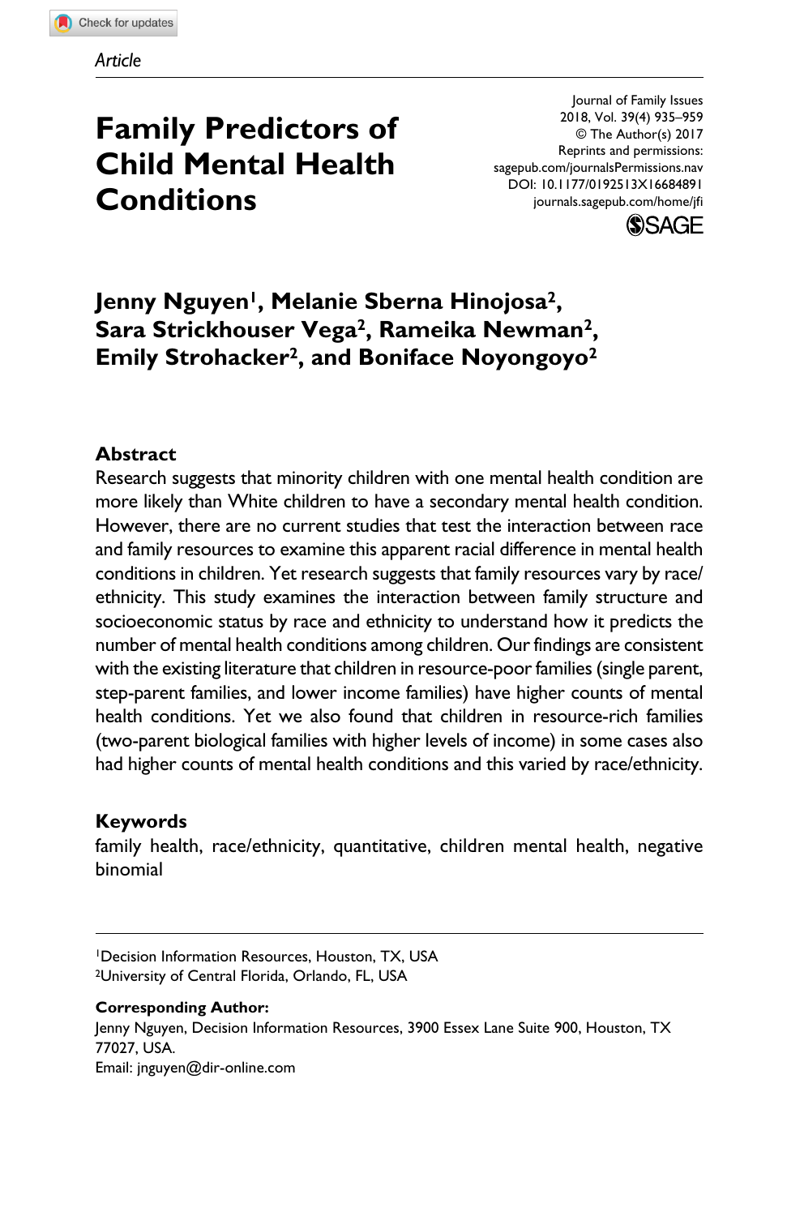Article

# Family Predictors of Child Mental Health Conditions

Journal of Family Issues
2018, Vol. 39(4) 935–959
© The Author(s) 2017
Reprints and permissions:
sagepub.com/journalsPermissions.nav
DOI: 10.1177/0192513X16684891
journals.sagepub.com/home/jfi

**Jenny Nguyen[1], Melanie Sberna Hinojosa[2], Sara Strickhouser Vega[2], Rameika Newman[2], Emily Strohacker[2], and Boniface Noyongoyo[2]**

## Abstract

Research suggests that minority children with one mental health condition are more likely than White children to have a secondary mental health condition. However, there are no current studies that test the interaction between race and family resources to examine this apparent racial difference in mental health conditions in children. Yet research suggests that family resources vary by race/ethnicity. This study examines the interaction between family structure and socioeconomic status by race and ethnicity to understand how it predicts the number of mental health conditions among children. Our findings are consistent with the existing literature that children in resource-poor families (single parent, step-parent families, and lower income families) have higher counts of mental health conditions. Yet we also found that children in resource-rich families (two-parent biological families with higher levels of income) in some cases also had higher counts of mental health conditions and this varied by race/ethnicity.

## Keywords

family health, race/ethnicity, quantitative, children mental health, negative binomial

---

[1]Decision Information Resources, Houston, TX, USA
[2]University of Central Florida, Orlando, FL, USA

**Corresponding Author:**
Jenny Nguyen, Decision Information Resources, 3900 Essex Lane Suite 900, Houston, TX 77027, USA.
Email: jnguyen@dir-online.com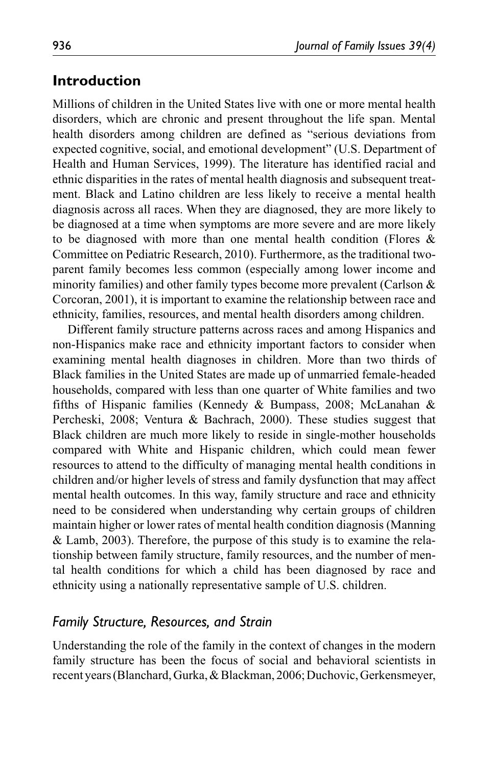## Introduction

Millions of children in the United States live with one or more mental health disorders, which are chronic and present throughout the life span. Mental health disorders among children are defined as "serious deviations from expected cognitive, social, and emotional development" (U.S. Department of Health and Human Services, 1999). The literature has identified racial and ethnic disparities in the rates of mental health diagnosis and subsequent treatment. Black and Latino children are less likely to receive a mental health diagnosis across all races. When they are diagnosed, they are more likely to be diagnosed at a time when symptoms are more severe and are more likely to be diagnosed with more than one mental health condition (Flores & Committee on Pediatric Research, 2010). Furthermore, as the traditional two-parent family becomes less common (especially among lower income and minority families) and other family types become more prevalent (Carlson & Corcoran, 2001), it is important to examine the relationship between race and ethnicity, families, resources, and mental health disorders among children.

Different family structure patterns across races and among Hispanics and non-Hispanics make race and ethnicity important factors to consider when examining mental health diagnoses in children. More than two thirds of Black families in the United States are made up of unmarried female-headed households, compared with less than one quarter of White families and two fifths of Hispanic families (Kennedy & Bumpass, 2008; McLanahan & Percheski, 2008; Ventura & Bachrach, 2000). These studies suggest that Black children are much more likely to reside in single-mother households compared with White and Hispanic children, which could mean fewer resources to attend to the difficulty of managing mental health conditions in children and/or higher levels of stress and family dysfunction that may affect mental health outcomes. In this way, family structure and race and ethnicity need to be considered when understanding why certain groups of children maintain higher or lower rates of mental health condition diagnosis (Manning & Lamb, 2003). Therefore, the purpose of this study is to examine the relationship between family structure, family resources, and the number of mental health conditions for which a child has been diagnosed by race and ethnicity using a nationally representative sample of U.S. children.

### *Family Structure, Resources, and Strain*

Understanding the role of the family in the context of changes in the modern family structure has been the focus of social and behavioral scientists in recent years (Blanchard, Gurka, & Blackman, 2006; Duchovic, Gerkensmeyer,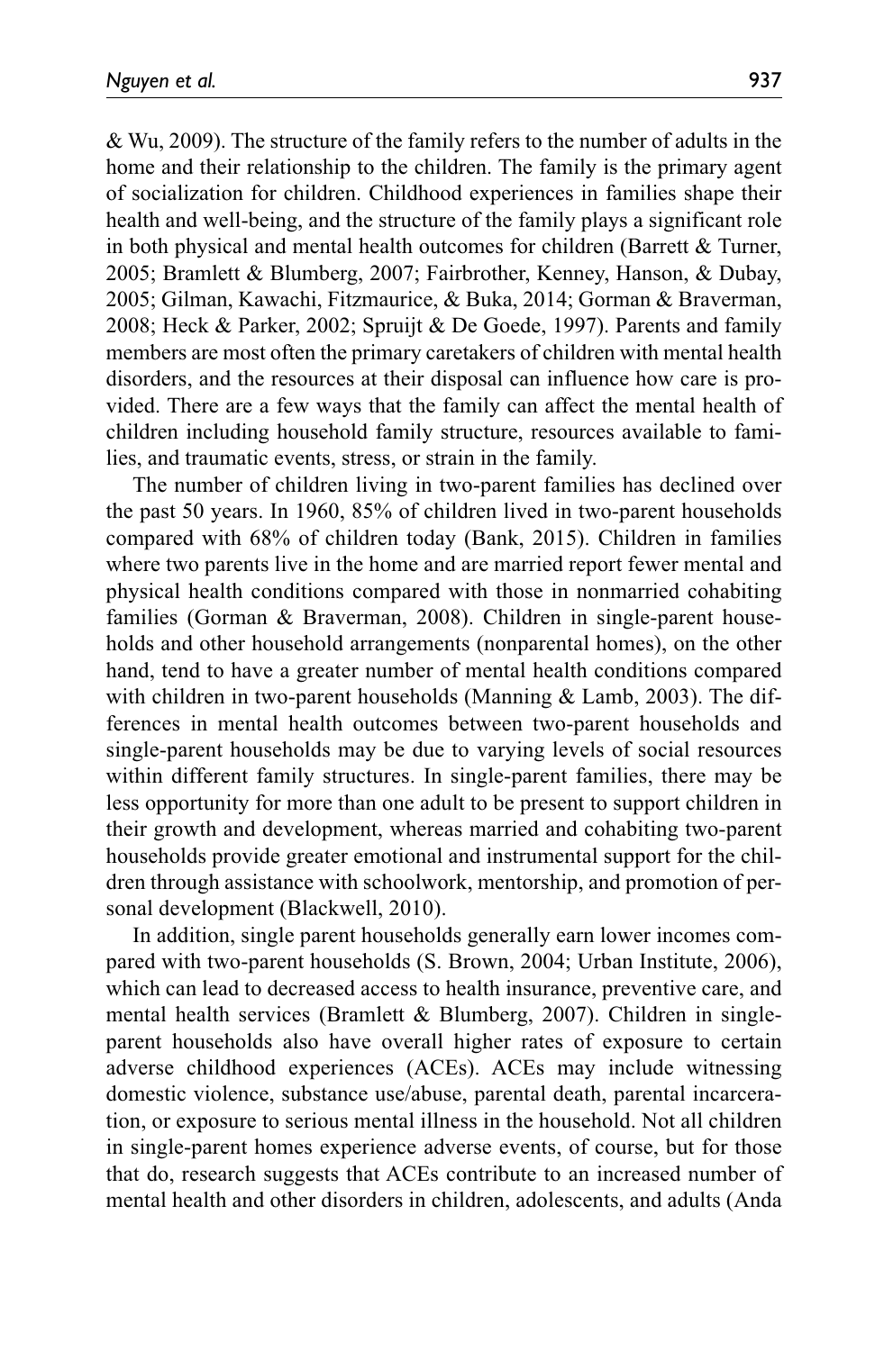& Wu, 2009). The structure of the family refers to the number of adults in the home and their relationship to the children. The family is the primary agent of socialization for children. Childhood experiences in families shape their health and well-being, and the structure of the family plays a significant role in both physical and mental health outcomes for children (Barrett & Turner, 2005; Bramlett & Blumberg, 2007; Fairbrother, Kenney, Hanson, & Dubay, 2005; Gilman, Kawachi, Fitzmaurice, & Buka, 2014; Gorman & Braverman, 2008; Heck & Parker, 2002; Spruijt & De Goede, 1997). Parents and family members are most often the primary caretakers of children with mental health disorders, and the resources at their disposal can influence how care is provided. There are a few ways that the family can affect the mental health of children including household family structure, resources available to families, and traumatic events, stress, or strain in the family.

The number of children living in two-parent families has declined over the past 50 years. In 1960, 85% of children lived in two-parent households compared with 68% of children today (Bank, 2015). Children in families where two parents live in the home and are married report fewer mental and physical health conditions compared with those in nonmarried cohabiting families (Gorman & Braverman, 2008). Children in single-parent households and other household arrangements (nonparental homes), on the other hand, tend to have a greater number of mental health conditions compared with children in two-parent households (Manning & Lamb, 2003). The differences in mental health outcomes between two-parent households and single-parent households may be due to varying levels of social resources within different family structures. In single-parent families, there may be less opportunity for more than one adult to be present to support children in their growth and development, whereas married and cohabiting two-parent households provide greater emotional and instrumental support for the children through assistance with schoolwork, mentorship, and promotion of personal development (Blackwell, 2010).

In addition, single parent households generally earn lower incomes compared with two-parent households (S. Brown, 2004; Urban Institute, 2006), which can lead to decreased access to health insurance, preventive care, and mental health services (Bramlett & Blumberg, 2007). Children in single-parent households also have overall higher rates of exposure to certain adverse childhood experiences (ACEs). ACEs may include witnessing domestic violence, substance use/abuse, parental death, parental incarceration, or exposure to serious mental illness in the household. Not all children in single-parent homes experience adverse events, of course, but for those that do, research suggests that ACEs contribute to an increased number of mental health and other disorders in children, adolescents, and adults (Anda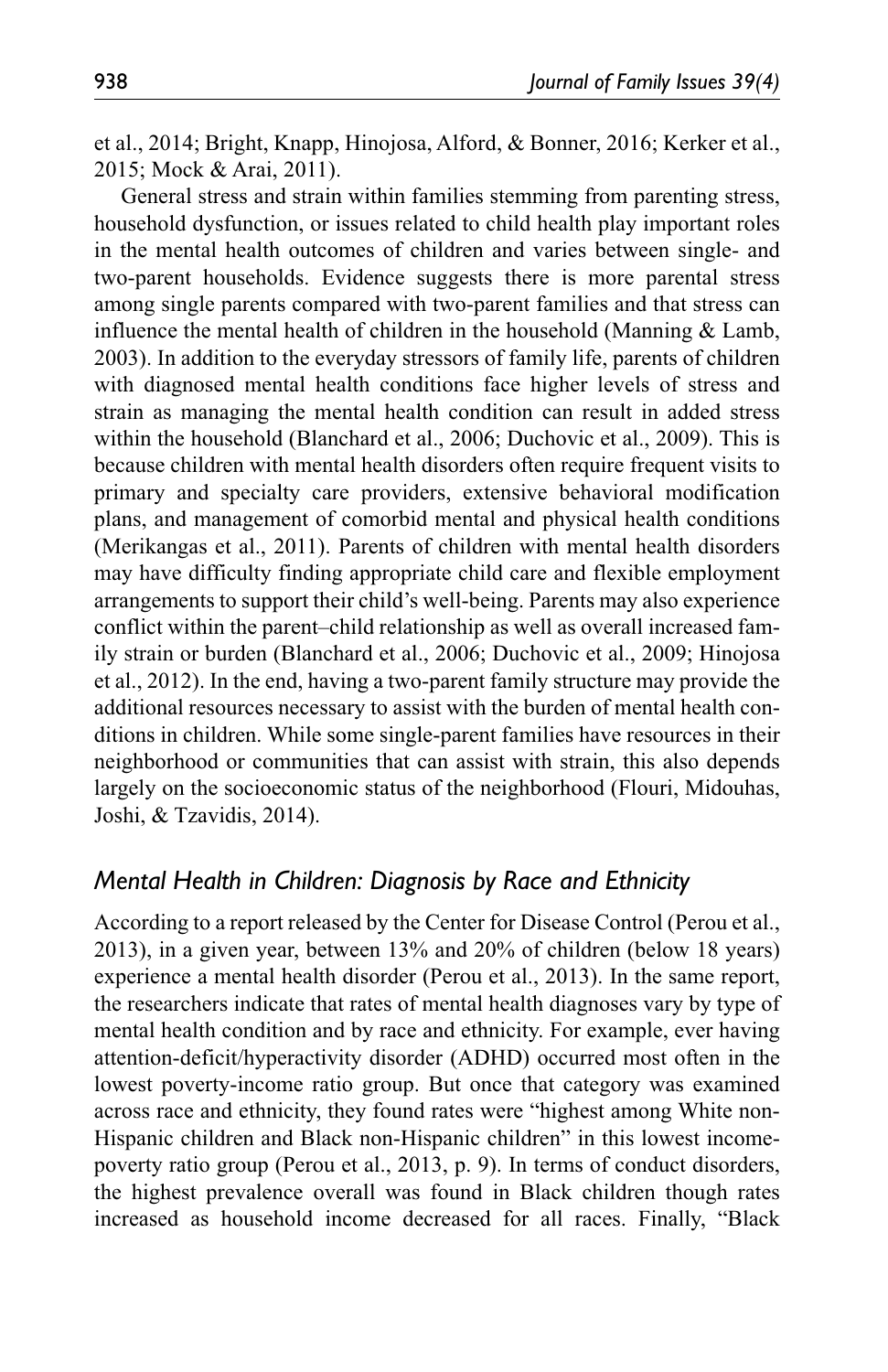et al., 2014; Bright, Knapp, Hinojosa, Alford, & Bonner, 2016; Kerker et al., 2015; Mock & Arai, 2011).

General stress and strain within families stemming from parenting stress, household dysfunction, or issues related to child health play important roles in the mental health outcomes of children and varies between single- and two-parent households. Evidence suggests there is more parental stress among single parents compared with two-parent families and that stress can influence the mental health of children in the household (Manning & Lamb, 2003). In addition to the everyday stressors of family life, parents of children with diagnosed mental health conditions face higher levels of stress and strain as managing the mental health condition can result in added stress within the household (Blanchard et al., 2006; Duchovic et al., 2009). This is because children with mental health disorders often require frequent visits to primary and specialty care providers, extensive behavioral modification plans, and management of comorbid mental and physical health conditions (Merikangas et al., 2011). Parents of children with mental health disorders may have difficulty finding appropriate child care and flexible employment arrangements to support their child's well-being. Parents may also experience conflict within the parent–child relationship as well as overall increased family strain or burden (Blanchard et al., 2006; Duchovic et al., 2009; Hinojosa et al., 2012). In the end, having a two-parent family structure may provide the additional resources necessary to assist with the burden of mental health conditions in children. While some single-parent families have resources in their neighborhood or communities that can assist with strain, this also depends largely on the socioeconomic status of the neighborhood (Flouri, Midouhas, Joshi, & Tzavidis, 2014).

## *Mental Health in Children: Diagnosis by Race and Ethnicity*

According to a report released by the Center for Disease Control (Perou et al., 2013), in a given year, between 13% and 20% of children (below 18 years) experience a mental health disorder (Perou et al., 2013). In the same report, the researchers indicate that rates of mental health diagnoses vary by type of mental health condition and by race and ethnicity. For example, ever having attention-deficit/hyperactivity disorder (ADHD) occurred most often in the lowest poverty-income ratio group. But once that category was examined across race and ethnicity, they found rates were "highest among White non-Hispanic children and Black non-Hispanic children" in this lowest income-poverty ratio group (Perou et al., 2013, p. 9). In terms of conduct disorders, the highest prevalence overall was found in Black children though rates increased as household income decreased for all races. Finally, "Black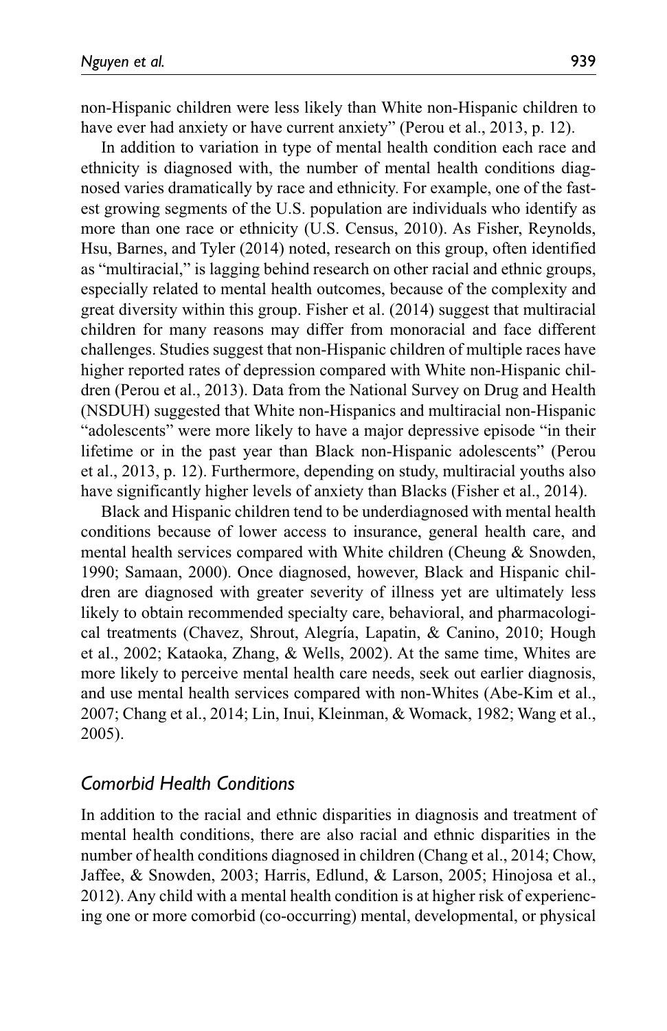non-Hispanic children were less likely than White non-Hispanic children to have ever had anxiety or have current anxiety" (Perou et al., 2013, p. 12).

In addition to variation in type of mental health condition each race and ethnicity is diagnosed with, the number of mental health conditions diagnosed varies dramatically by race and ethnicity. For example, one of the fastest growing segments of the U.S. population are individuals who identify as more than one race or ethnicity (U.S. Census, 2010). As Fisher, Reynolds, Hsu, Barnes, and Tyler (2014) noted, research on this group, often identified as "multiracial," is lagging behind research on other racial and ethnic groups, especially related to mental health outcomes, because of the complexity and great diversity within this group. Fisher et al. (2014) suggest that multiracial children for many reasons may differ from monoracial and face different challenges. Studies suggest that non-Hispanic children of multiple races have higher reported rates of depression compared with White non-Hispanic children (Perou et al., 2013). Data from the National Survey on Drug and Health (NSDUH) suggested that White non-Hispanics and multiracial non-Hispanic "adolescents" were more likely to have a major depressive episode "in their lifetime or in the past year than Black non-Hispanic adolescents" (Perou et al., 2013, p. 12). Furthermore, depending on study, multiracial youths also have significantly higher levels of anxiety than Blacks (Fisher et al., 2014).

Black and Hispanic children tend to be underdiagnosed with mental health conditions because of lower access to insurance, general health care, and mental health services compared with White children (Cheung & Snowden, 1990; Samaan, 2000). Once diagnosed, however, Black and Hispanic children are diagnosed with greater severity of illness yet are ultimately less likely to obtain recommended specialty care, behavioral, and pharmacological treatments (Chavez, Shrout, Alegría, Lapatin, & Canino, 2010; Hough et al., 2002; Kataoka, Zhang, & Wells, 2002). At the same time, Whites are more likely to perceive mental health care needs, seek out earlier diagnosis, and use mental health services compared with non-Whites (Abe-Kim et al., 2007; Chang et al., 2014; Lin, Inui, Kleinman, & Womack, 1982; Wang et al., 2005).

## *Comorbid Health Conditions*

In addition to the racial and ethnic disparities in diagnosis and treatment of mental health conditions, there are also racial and ethnic disparities in the number of health conditions diagnosed in children (Chang et al., 2014; Chow, Jaffee, & Snowden, 2003; Harris, Edlund, & Larson, 2005; Hinojosa et al., 2012). Any child with a mental health condition is at higher risk of experiencing one or more comorbid (co-occurring) mental, developmental, or physical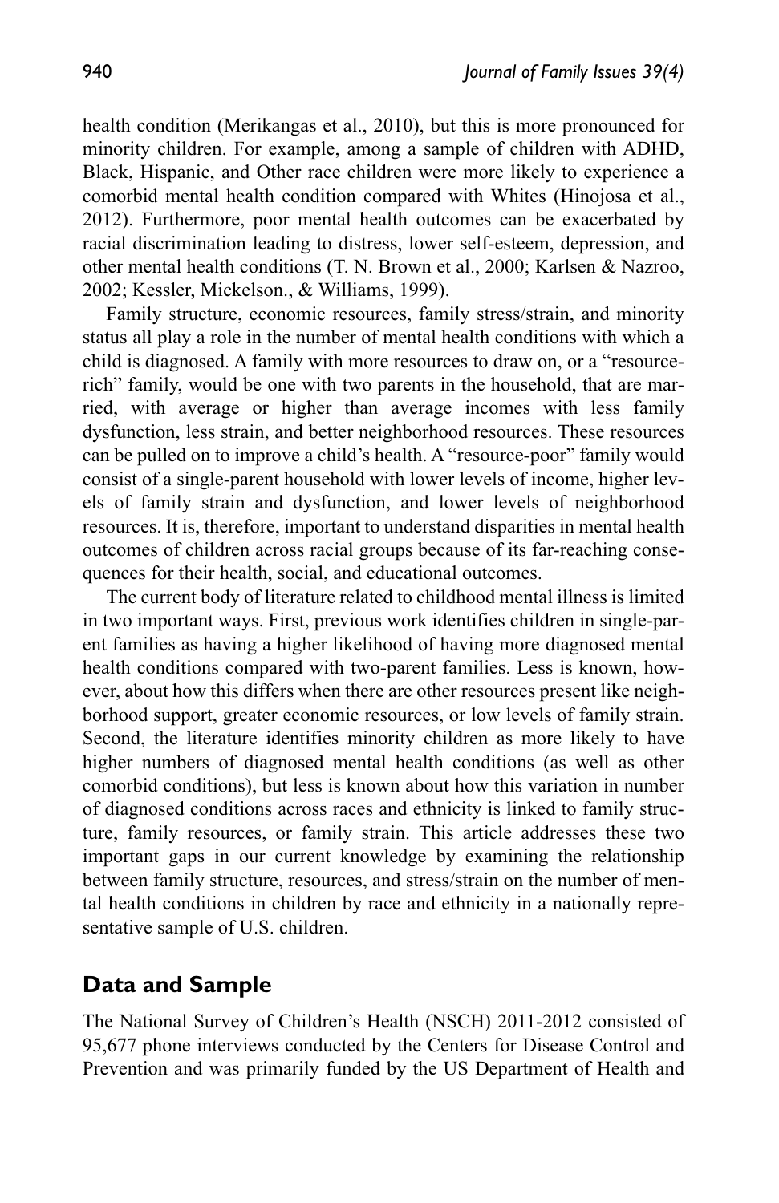health condition (Merikangas et al., 2010), but this is more pronounced for minority children. For example, among a sample of children with ADHD, Black, Hispanic, and Other race children were more likely to experience a comorbid mental health condition compared with Whites (Hinojosa et al., 2012). Furthermore, poor mental health outcomes can be exacerbated by racial discrimination leading to distress, lower self-esteem, depression, and other mental health conditions (T. N. Brown et al., 2000; Karlsen & Nazroo, 2002; Kessler, Mickelson., & Williams, 1999).

Family structure, economic resources, family stress/strain, and minority status all play a role in the number of mental health conditions with which a child is diagnosed. A family with more resources to draw on, or a "resource-rich" family, would be one with two parents in the household, that are married, with average or higher than average incomes with less family dysfunction, less strain, and better neighborhood resources. These resources can be pulled on to improve a child's health. A "resource-poor" family would consist of a single-parent household with lower levels of income, higher levels of family strain and dysfunction, and lower levels of neighborhood resources. It is, therefore, important to understand disparities in mental health outcomes of children across racial groups because of its far-reaching consequences for their health, social, and educational outcomes.

The current body of literature related to childhood mental illness is limited in two important ways. First, previous work identifies children in single-parent families as having a higher likelihood of having more diagnosed mental health conditions compared with two-parent families. Less is known, however, about how this differs when there are other resources present like neighborhood support, greater economic resources, or low levels of family strain. Second, the literature identifies minority children as more likely to have higher numbers of diagnosed mental health conditions (as well as other comorbid conditions), but less is known about how this variation in number of diagnosed conditions across races and ethnicity is linked to family structure, family resources, or family strain. This article addresses these two important gaps in our current knowledge by examining the relationship between family structure, resources, and stress/strain on the number of mental health conditions in children by race and ethnicity in a nationally representative sample of U.S. children.

## Data and Sample

The National Survey of Children's Health (NSCH) 2011-2012 consisted of 95,677 phone interviews conducted by the Centers for Disease Control and Prevention and was primarily funded by the US Department of Health and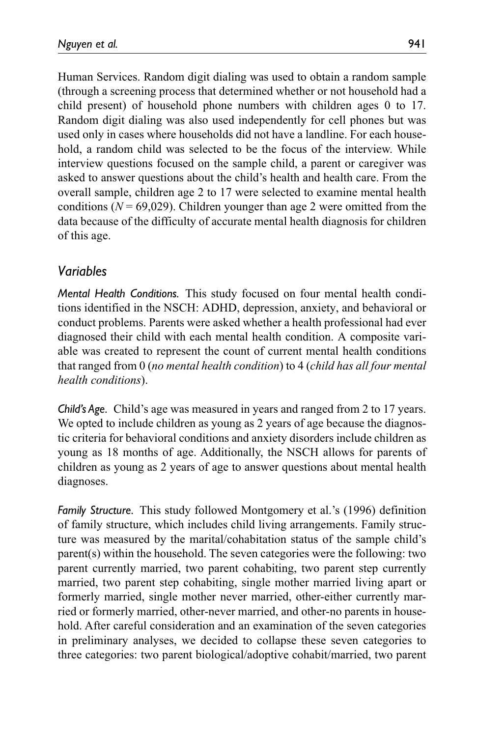Human Services. Random digit dialing was used to obtain a random sample (through a screening process that determined whether or not household had a child present) of household phone numbers with children ages 0 to 17. Random digit dialing was also used independently for cell phones but was used only in cases where households did not have a landline. For each household, a random child was selected to be the focus of the interview. While interview questions focused on the sample child, a parent or caregiver was asked to answer questions about the child's health and health care. From the overall sample, children age 2 to 17 were selected to examine mental health conditions ($N = 69{,}029$). Children younger than age 2 were omitted from the data because of the difficulty of accurate mental health diagnosis for children of this age.

## *Variables*

*Mental Health Conditions.* This study focused on four mental health conditions identified in the NSCH: ADHD, depression, anxiety, and behavioral or conduct problems. Parents were asked whether a health professional had ever diagnosed their child with each mental health condition. A composite variable was created to represent the count of current mental health conditions that ranged from 0 (*no mental health condition*) to 4 (*child has all four mental health conditions*).

*Child's Age.* Child's age was measured in years and ranged from 2 to 17 years. We opted to include children as young as 2 years of age because the diagnostic criteria for behavioral conditions and anxiety disorders include children as young as 18 months of age. Additionally, the NSCH allows for parents of children as young as 2 years of age to answer questions about mental health diagnoses.

*Family Structure.* This study followed Montgomery et al.'s (1996) definition of family structure, which includes child living arrangements. Family structure was measured by the marital/cohabitation status of the sample child's parent(s) within the household. The seven categories were the following: two parent currently married, two parent cohabiting, two parent step currently married, two parent step cohabiting, single mother married living apart or formerly married, single mother never married, other-either currently married or formerly married, other-never married, and other-no parents in household. After careful consideration and an examination of the seven categories in preliminary analyses, we decided to collapse these seven categories to three categories: two parent biological/adoptive cohabit/married, two parent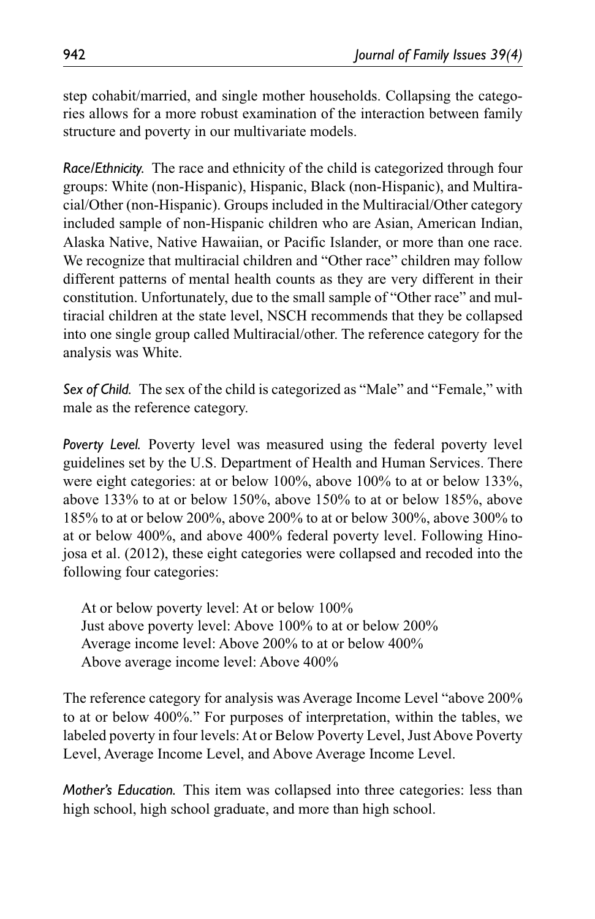step cohabit/married, and single mother households. Collapsing the categories allows for a more robust examination of the interaction between family structure and poverty in our multivariate models.

*Race/Ethnicity.* The race and ethnicity of the child is categorized through four groups: White (non-Hispanic), Hispanic, Black (non-Hispanic), and Multiracial/Other (non-Hispanic). Groups included in the Multiracial/Other category included sample of non-Hispanic children who are Asian, American Indian, Alaska Native, Native Hawaiian, or Pacific Islander, or more than one race. We recognize that multiracial children and "Other race" children may follow different patterns of mental health counts as they are very different in their constitution. Unfortunately, due to the small sample of "Other race" and multiracial children at the state level, NSCH recommends that they be collapsed into one single group called Multiracial/other. The reference category for the analysis was White.

*Sex of Child.* The sex of the child is categorized as "Male" and "Female," with male as the reference category.

*Poverty Level.* Poverty level was measured using the federal poverty level guidelines set by the U.S. Department of Health and Human Services. There were eight categories: at or below 100%, above 100% to at or below 133%, above 133% to at or below 150%, above 150% to at or below 185%, above 185% to at or below 200%, above 200% to at or below 300%, above 300% to at or below 400%, and above 400% federal poverty level. Following Hinojosa et al. (2012), these eight categories were collapsed and recoded into the following four categories:

At or below poverty level: At or below 100%
Just above poverty level: Above 100% to at or below 200%
Average income level: Above 200% to at or below 400%
Above average income level: Above 400%

The reference category for analysis was Average Income Level "above 200% to at or below 400%." For purposes of interpretation, within the tables, we labeled poverty in four levels: At or Below Poverty Level, Just Above Poverty Level, Average Income Level, and Above Average Income Level.

*Mother's Education.* This item was collapsed into three categories: less than high school, high school graduate, and more than high school.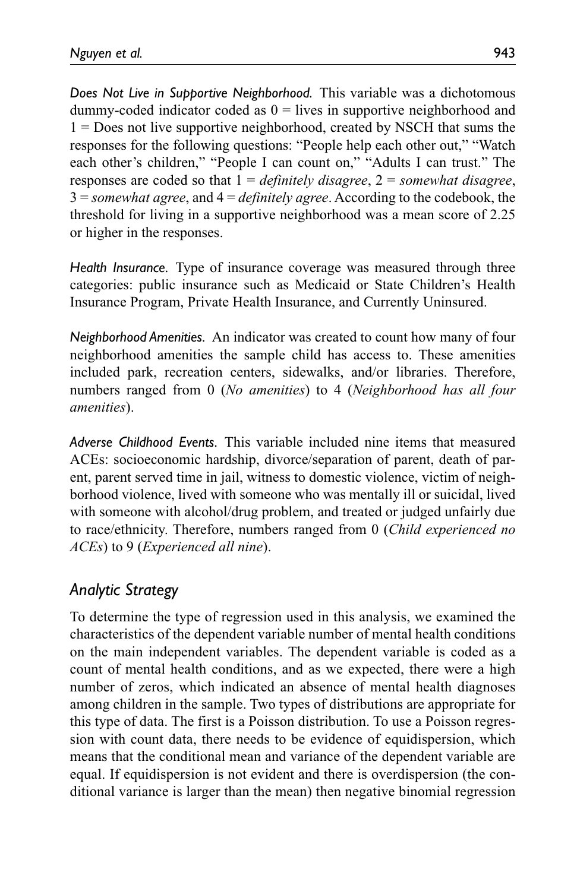*Does Not Live in Supportive Neighborhood.* This variable was a dichotomous dummy-coded indicator coded as 0 = lives in supportive neighborhood and 1 = Does not live supportive neighborhood, created by NSCH that sums the responses for the following questions: "People help each other out," "Watch each other's children," "People I can count on," "Adults I can trust." The responses are coded so that 1 = *definitely disagree*, 2 = *somewhat disagree*, 3 = *somewhat agree*, and 4 = *definitely agree*. According to the codebook, the threshold for living in a supportive neighborhood was a mean score of 2.25 or higher in the responses.

*Health Insurance.* Type of insurance coverage was measured through three categories: public insurance such as Medicaid or State Children's Health Insurance Program, Private Health Insurance, and Currently Uninsured.

*Neighborhood Amenities.* An indicator was created to count how many of four neighborhood amenities the sample child has access to. These amenities included park, recreation centers, sidewalks, and/or libraries. Therefore, numbers ranged from 0 (*No amenities*) to 4 (*Neighborhood has all four amenities*).

*Adverse Childhood Events.* This variable included nine items that measured ACEs: socioeconomic hardship, divorce/separation of parent, death of parent, parent served time in jail, witness to domestic violence, victim of neighborhood violence, lived with someone who was mentally ill or suicidal, lived with someone with alcohol/drug problem, and treated or judged unfairly due to race/ethnicity. Therefore, numbers ranged from 0 (*Child experienced no ACEs*) to 9 (*Experienced all nine*).

## Analytic Strategy

To determine the type of regression used in this analysis, we examined the characteristics of the dependent variable number of mental health conditions on the main independent variables. The dependent variable is coded as a count of mental health conditions, and as we expected, there were a high number of zeros, which indicated an absence of mental health diagnoses among children in the sample. Two types of distributions are appropriate for this type of data. The first is a Poisson distribution. To use a Poisson regression with count data, there needs to be evidence of equidispersion, which means that the conditional mean and variance of the dependent variable are equal. If equidispersion is not evident and there is overdispersion (the conditional variance is larger than the mean) then negative binomial regression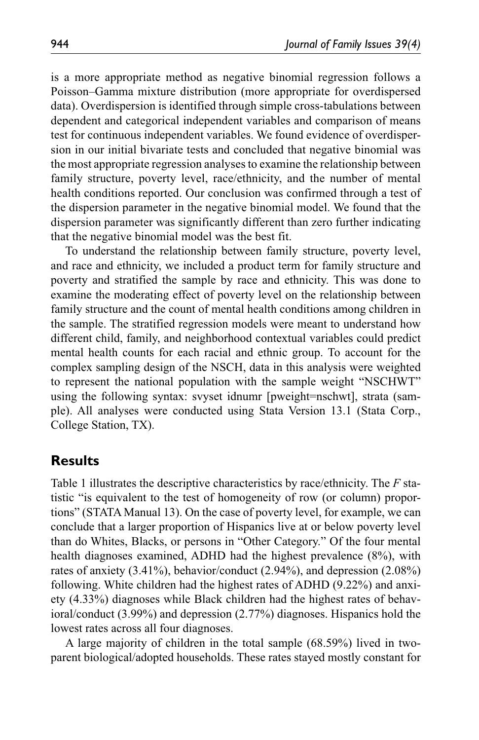is a more appropriate method as negative binomial regression follows a Poisson–Gamma mixture distribution (more appropriate for overdispersed data). Overdispersion is identified through simple cross-tabulations between dependent and categorical independent variables and comparison of means test for continuous independent variables. We found evidence of overdispersion in our initial bivariate tests and concluded that negative binomial was the most appropriate regression analyses to examine the relationship between family structure, poverty level, race/ethnicity, and the number of mental health conditions reported. Our conclusion was confirmed through a test of the dispersion parameter in the negative binomial model. We found that the dispersion parameter was significantly different than zero further indicating that the negative binomial model was the best fit.

To understand the relationship between family structure, poverty level, and race and ethnicity, we included a product term for family structure and poverty and stratified the sample by race and ethnicity. This was done to examine the moderating effect of poverty level on the relationship between family structure and the count of mental health conditions among children in the sample. The stratified regression models were meant to understand how different child, family, and neighborhood contextual variables could predict mental health counts for each racial and ethnic group. To account for the complex sampling design of the NSCH, data in this analysis were weighted to represent the national population with the sample weight "NSCHWT" using the following syntax: svyset idnumr [pweight=nschwt], strata (sample). All analyses were conducted using Stata Version 13.1 (Stata Corp., College Station, TX).

## Results

Table 1 illustrates the descriptive characteristics by race/ethnicity. The *F* statistic "is equivalent to the test of homogeneity of row (or column) proportions" (STATA Manual 13). On the case of poverty level, for example, we can conclude that a larger proportion of Hispanics live at or below poverty level than do Whites, Blacks, or persons in "Other Category." Of the four mental health diagnoses examined, ADHD had the highest prevalence (8%), with rates of anxiety (3.41%), behavior/conduct (2.94%), and depression (2.08%) following. White children had the highest rates of ADHD (9.22%) and anxiety (4.33%) diagnoses while Black children had the highest rates of behavioral/conduct (3.99%) and depression (2.77%) diagnoses. Hispanics hold the lowest rates across all four diagnoses.

A large majority of children in the total sample (68.59%) lived in two-parent biological/adopted households. These rates stayed mostly constant for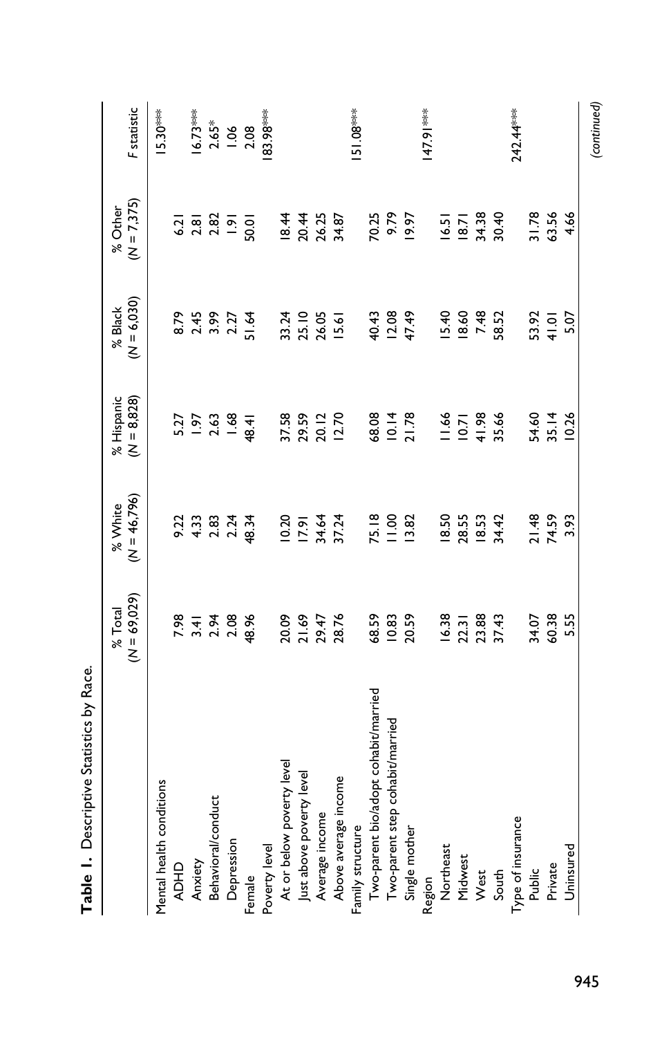**Table 1.** Descriptive Statistics by Race.

| | % Total ($N$ = 69,029) | % White ($N$ = 46,796) | % Hispanic ($N$ = 8,828) | % Black ($N$ = 6,030) | % Other ($N$ = 7,375) | $F$ statistic |
|---|---|---|---|---|---|---|
| Mental health conditions | | | | | | |
| ADHD | 7.98 | 9.22 | 5.27 | 8.79 | 6.21 | 15.30*** |
| Anxiety | 3.41 | 4.33 | 1.97 | 2.45 | 2.81 | 16.73*** |
| Behavioral/conduct | 2.94 | 2.83 | 2.63 | 3.99 | 2.82 | 2.65* |
| Depression | 2.08 | 2.24 | 1.68 | 2.27 | 1.91 | 1.06 |
| Female | 48.96 | 48.34 | 48.41 | 51.64 | 50.01 | 2.08 |
| Poverty level | | | | | | 183.98*** |
| At or below poverty level | 20.09 | 10.20 | 37.58 | 33.24 | 18.44 | |
| Just above poverty level | 21.69 | 17.91 | 29.59 | 25.10 | 20.44 | |
| Average income | 29.47 | 34.64 | 20.12 | 26.05 | 26.25 | |
| Above average income | 28.76 | 37.24 | 12.70 | 15.61 | 34.87 | |
| Family structure | | | | | | 151.08*** |
| Two-parent bio/adopt cohabit/married | 68.59 | 75.18 | 68.08 | 40.43 | 70.25 | |
| Two-parent step cohabit/married | 10.83 | 11.00 | 10.14 | 12.08 | 9.79 | |
| Single mother | 20.59 | 13.82 | 21.78 | 47.49 | 19.97 | |
| Region | | | | | | 147.91*** |
| Northeast | 16.38 | 18.50 | 11.66 | 15.40 | 16.51 | |
| Midwest | 22.31 | 28.55 | 10.71 | 18.60 | 18.71 | |
| West | 23.88 | 18.53 | 41.98 | 7.48 | 34.38 | |
| South | 37.43 | 34.42 | 35.66 | 58.52 | 30.40 | |
| Type of insurance | | | | | | 242.44*** |
| Public | 34.07 | 21.48 | 54.60 | 53.92 | 31.78 | |
| Private | 60.38 | 74.59 | 35.14 | 41.01 | 63.56 | |
| Uninsured | 5.55 | 3.93 | 10.26 | 5.07 | 4.66 | |

*(continued)*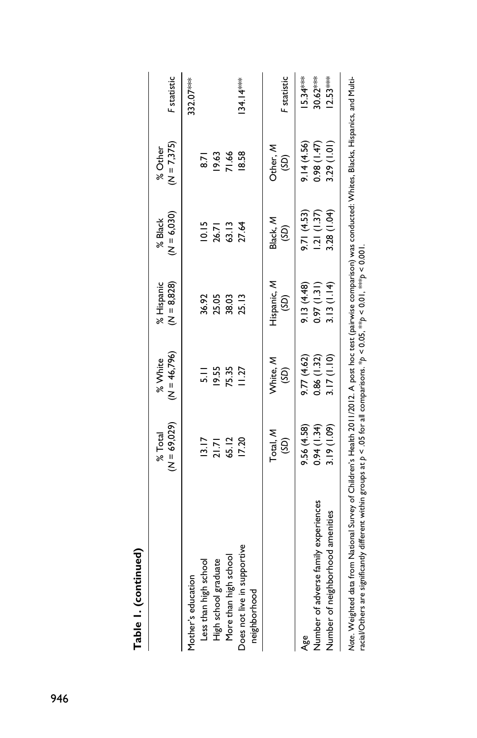**Table 1. (continued)**

| | % Total ($N$ = 69,029) | % White ($N$ = 46,796) | % Hispanic ($N$ = 8,828) | % Black ($N$ = 6,030) | % Other ($N$ = 7,375) | $F$ statistic |
|---|---|---|---|---|---|---|
| Mother's education | | | | | | 332.07*** |
| Less than high school | 13.17 | 5.11 | 36.92 | 10.15 | 8.71 | |
| High school graduate | 21.71 | 19.55 | 25.05 | 26.71 | 19.63 | |
| More than high school | 65.12 | 75.35 | 38.03 | 63.13 | 71.66 | |
| Does not live in supportive neighborhood | 17.20 | 11.27 | 25.13 | 27.64 | 18.58 | 134.14*** |
| | Total, $M$ ($SD$) | White, $M$ ($SD$) | Hispanic, $M$ ($SD$) | Black, $M$ ($SD$) | Other, $M$ ($SD$) | $F$ statistic |
| Age | 9.56 (4.58) | 9.77 (4.62) | 9.13 (4.48) | 9.71 (4.53) | 9.14 (4.56) | 15.34*** |
| Number of adverse family experiences | 0.94 (1.34) | 0.86 (1.32) | 0.97 (1.31) | 1.21 (1.37) | 0.98 (1.47) | 30.62*** |
| Number of neighborhood amenities | 3.19 (1.09) | 3.17 (1.10) | 3.13 (1.14) | 3.28 (1.04) | 3.29 (1.01) | 12.53*** |

*Note.* Weighted data from National Survey of Children's Health 2011/2012. A post hoc test (pairwise comparison) was conducted: Whites, Blacks, Hispanics, and Multi-racial/Others are significantly different within groups at $p < .05$ for all comparisons. \*$p < 0.05$, \*\*$p < 0.01$, \*\*\*$p < 0.001$.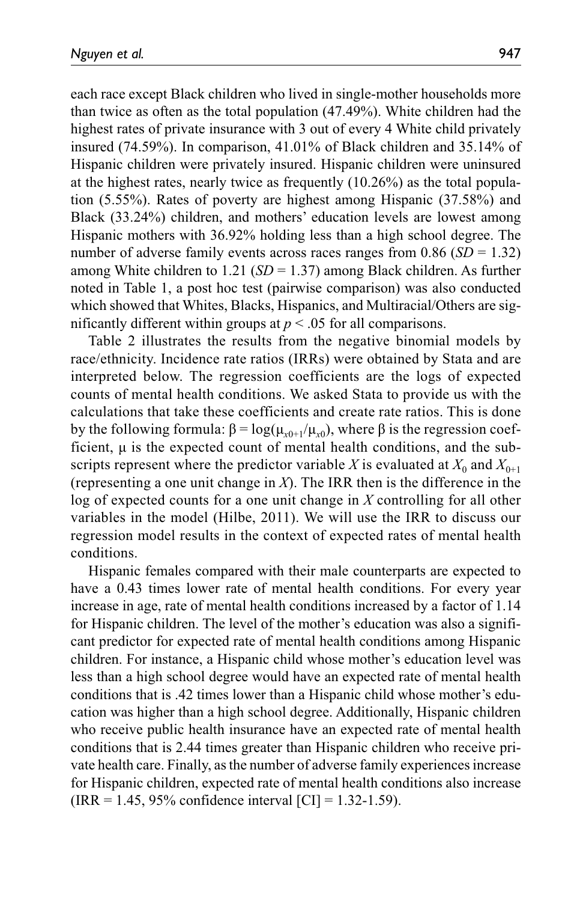each race except Black children who lived in single-mother households more than twice as often as the total population (47.49%). White children had the highest rates of private insurance with 3 out of every 4 White child privately insured (74.59%). In comparison, 41.01% of Black children and 35.14% of Hispanic children were privately insured. Hispanic children were uninsured at the highest rates, nearly twice as frequently (10.26%) as the total population (5.55%). Rates of poverty are highest among Hispanic (37.58%) and Black (33.24%) children, and mothers' education levels are lowest among Hispanic mothers with 36.92% holding less than a high school degree. The number of adverse family events across races ranges from 0.86 (*SD* = 1.32) among White children to 1.21 (*SD* = 1.37) among Black children. As further noted in Table 1, a post hoc test (pairwise comparison) was also conducted which showed that Whites, Blacks, Hispanics, and Multiracial/Others are significantly different within groups at $p < .05$ for all comparisons.

Table 2 illustrates the results from the negative binomial models by race/ethnicity. Incidence rate ratios (IRRs) were obtained by Stata and are interpreted below. The regression coefficients are the logs of expected counts of mental health conditions. We asked Stata to provide us with the calculations that take these coefficients and create rate ratios. This is done by the following formula: $\beta = \log(\mu_{x0+1}/\mu_{x0})$, where $\beta$ is the regression coefficient, $\mu$ is the expected count of mental health conditions, and the subscripts represent where the predictor variable $X$ is evaluated at $X_0$ and $X_{0+1}$ (representing a one unit change in $X$). The IRR then is the difference in the log of expected counts for a one unit change in $X$ controlling for all other variables in the model (Hilbe, 2011). We will use the IRR to discuss our regression model results in the context of expected rates of mental health conditions.

Hispanic females compared with their male counterparts are expected to have a 0.43 times lower rate of mental health conditions. For every year increase in age, rate of mental health conditions increased by a factor of 1.14 for Hispanic children. The level of the mother's education was also a significant predictor for expected rate of mental health conditions among Hispanic children. For instance, a Hispanic child whose mother's education level was less than a high school degree would have an expected rate of mental health conditions that is .42 times lower than a Hispanic child whose mother's education was higher than a high school degree. Additionally, Hispanic children who receive public health insurance have an expected rate of mental health conditions that is 2.44 times greater than Hispanic children who receive private health care. Finally, as the number of adverse family experiences increase for Hispanic children, expected rate of mental health conditions also increase (IRR = 1.45, 95% confidence interval [CI] = 1.32-1.59).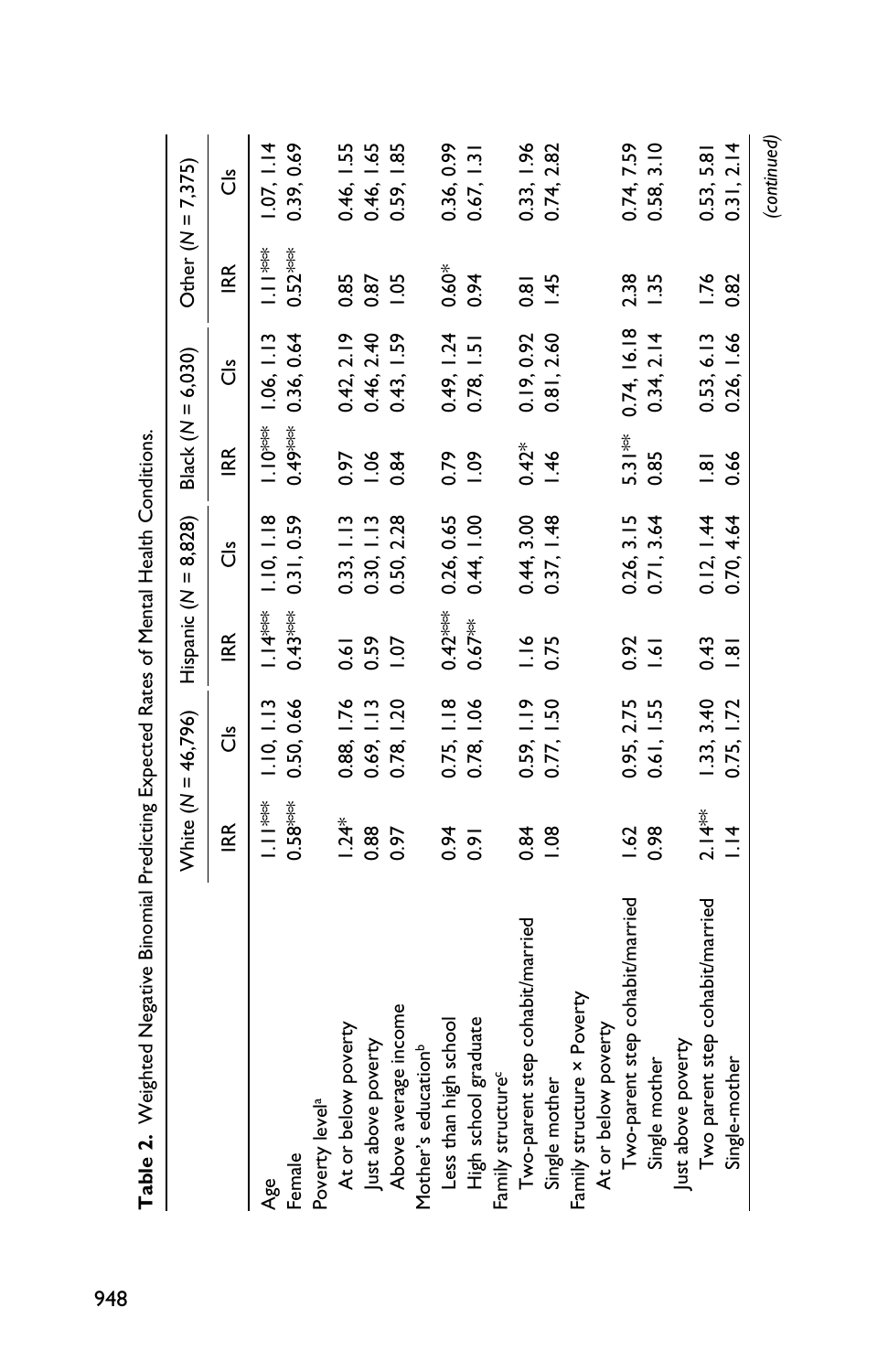**Table 2.** Weighted Negative Binomial Predicting Expected Rates of Mental Health Conditions.

| | White ($N$ = 46,796) | | Hispanic ($N$ = 8,828) | | Black ($N$ = 6,030) | | Other ($N$ = 7,375) | |
|---|---|---|---|---|---|---|---|---|
| | IRR | CIs | IRR | CIs | IRR | CIs | IRR | CIs |
| Age | 1.11*** | 1.10, 1.13 | 1.14*** | 1.10, 1.18 | 1.10*** | 1.06, 1.13 | 1.11*** | 1.07, 1.14 |
| Female | 0.58*** | 0.50, 0.66 | 0.43*** | 0.31, 0.59 | 0.49*** | 0.36, 0.64 | 0.52*** | 0.39, 0.69 |
| Poverty level[a] | | | | | | | | |
| At or below poverty | 1.24* | 0.88, 1.76 | 0.61 | 0.33, 1.13 | 0.97 | 0.42, 2.19 | 0.85 | 0.46, 1.55 |
| Just above poverty | 0.88 | 0.69, 1.13 | 0.59 | 0.30, 1.13 | 1.06 | 0.46, 2.40 | 0.87 | 0.46, 1.65 |
| Above average income | 0.97 | 0.78, 1.20 | 1.07 | 0.50, 2.28 | 0.84 | 0.43, 1.59 | 1.05 | 0.59, 1.85 |
| Mother's education[b] | | | | | | | | |
| Less than high school | 0.94 | 0.75, 1.18 | 0.42*** | 0.26, 0.65 | 0.79 | 0.49, 1.24 | 0.60* | 0.36, 0.99 |
| High school graduate | 0.91 | 0.78, 1.06 | 0.67** | 0.44, 1.00 | 1.09 | 0.78, 1.51 | 0.94 | 0.67, 1.31 |
| Family structure[c] | | | | | | | | |
| Two-parent step cohabit/married | 0.84 | 0.59, 1.19 | 1.16 | 0.44, 3.00 | 0.42* | 0.19, 0.92 | 0.81 | 0.33, 1.96 |
| Single mother | 1.08 | 0.77, 1.50 | 0.75 | 0.37, 1.48 | 1.46 | 0.81, 2.60 | 1.45 | 0.74, 2.82 |
| Family structure × Poverty | | | | | | | | |
| At or below poverty | | | | | | | | |
| Two-parent step cohabit/married | 1.62 | 0.95, 2.75 | 0.92 | 0.26, 3.15 | 5.31** | 0.74, 16.18 | 2.38 | 0.74, 7.59 |
| Single mother | 0.98 | 0.61, 1.55 | 1.61 | 0.71, 3.64 | 0.85 | 0.34, 2.14 | 1.35 | 0.58, 3.10 |
| Just above poverty | | | | | | | | |
| Two parent step cohabit/married | 2.14** | 1.33, 3.40 | 0.43 | 0.12, 1.44 | 1.81 | 0.53, 6.13 | 1.76 | 0.53, 5.81 |
| Single-mother | 1.14 | 0.75, 1.72 | 1.81 | 0.70, 4.64 | 0.66 | 0.26, 1.66 | 0.82 | 0.31, 2.14 |

*(continued)*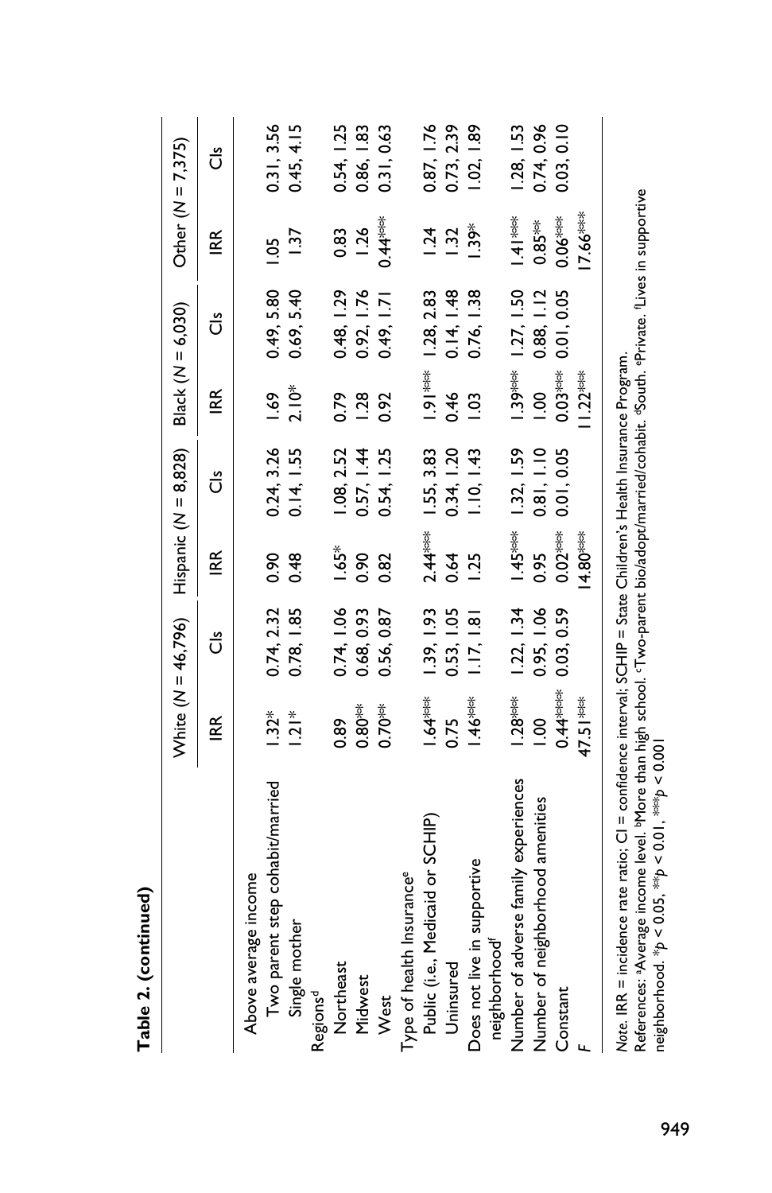**Table 2. (continued)**

| | White (*N* = 46,796) | | Hispanic (*N* = 8,828) | | Black (*N* = 6,030) | | Other (*N* = 7,375) | |
|---|---|---|---|---|---|---|---|---|
| | IRR | CIs | IRR | CIs | IRR | CIs | IRR | CIs |
| Above average income | | | | | | | | |
| Two parent step cohabit/married | 1.32* | 0.74, 2.32 | 0.90 | 0.24, 3.26 | 1.69 | 0.49, 5.80 | 1.05 | 0.31, 3.56 |
| Single mother | 1.21* | 0.78, 1.85 | 0.48 | 0.14, 1.55 | 2.10* | 0.69, 5.40 | 1.37 | 0.45, 4.15 |
| Regions[d] | | | | | | | | |
| Northeast | 0.89 | 0.74, 1.06 | 1.65* | 1.08, 2.52 | 0.79 | 0.48, 1.29 | 0.83 | 0.54, 1.25 |
| Midwest | 0.80** | 0.68, 0.93 | 0.90 | 0.57, 1.44 | 1.28 | 0.92, 1.76 | 1.26 | 0.86, 1.83 |
| West | 0.70** | 0.56, 0.87 | 0.82 | 0.54, 1.25 | 0.92 | 0.49, 1.71 | 0.44*** | 0.31, 0.63 |
| Type of health Insurance[e] | | | | | | | | |
| Public (i.e., Medicaid or SCHIP) | 1.64*** | 1.39, 1.93 | 2.44*** | 1.55, 3.83 | 1.91*** | 1.28, 2.83 | 1.24 | 0.87, 1.76 |
| Uninsured | 0.75 | 0.53, 1.05 | 0.64 | 0.34, 1.20 | 0.46 | 0.14, 1.48 | 1.32 | 0.73, 2.39 |
| Does not live in supportive neighborhood[f] | 1.46*** | 1.17, 1.81 | 1.25 | 1.10, 1.43 | 1.03 | 0.76, 1.38 | 1.39* | 1.02, 1.89 |
| Number of adverse family experiences | 1.28*** | 1.22, 1.34 | 1.45*** | 1.32, 1.59 | 1.39*** | 1.27, 1.50 | 1.41*** | 1.28, 1.53 |
| Number of neighborhood amenities | 1.00 | 0.95, 1.06 | 0.95 | 0.81, 1.10 | 1.00 | 0.88, 1.12 | 0.85** | 0.74, 0.96 |
| Constant | 0.44*** | 0.03, 0.59 | 0.02*** | 0.01, 0.05 | 0.03*** | 0.01, 0.05 | 0.06*** | 0.03, 0.10 |
| *F* | 47.51*** | | 14.80*** | | 11.22*** | | 17.66*** | |

*Note.* IRR = incidence rate ratio; CI = confidence interval; SCHIP = State Children's Health Insurance Program.
References: [a]Average income level. [b]More than high school. [c]Two-parent bio/adopt/married/cohabit. [d]South. [e]Private. [f]Lives in supportive neighborhood. *$p < 0.05$, **$p < 0.01$, ***$p < 0.001$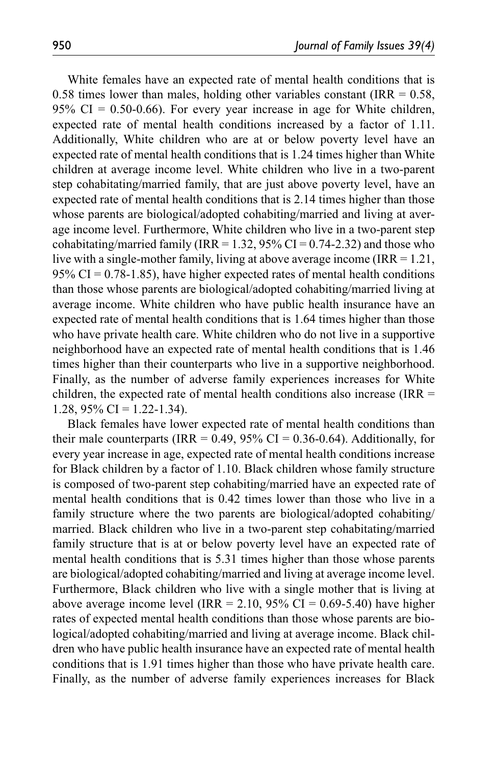White females have an expected rate of mental health conditions that is 0.58 times lower than males, holding other variables constant (IRR = 0.58, 95% CI = 0.50-0.66). For every year increase in age for White children, expected rate of mental health conditions increased by a factor of 1.11. Additionally, White children who are at or below poverty level have an expected rate of mental health conditions that is 1.24 times higher than White children at average income level. White children who live in a two-parent step cohabitating/married family, that are just above poverty level, have an expected rate of mental health conditions that is 2.14 times higher than those whose parents are biological/adopted cohabiting/married and living at average income level. Furthermore, White children who live in a two-parent step cohabitating/married family (IRR = 1.32, 95% CI = 0.74-2.32) and those who live with a single-mother family, living at above average income (IRR = 1.21, 95% CI = 0.78-1.85), have higher expected rates of mental health conditions than those whose parents are biological/adopted cohabiting/married living at average income. White children who have public health insurance have an expected rate of mental health conditions that is 1.64 times higher than those who have private health care. White children who do not live in a supportive neighborhood have an expected rate of mental health conditions that is 1.46 times higher than their counterparts who live in a supportive neighborhood. Finally, as the number of adverse family experiences increases for White children, the expected rate of mental health conditions also increase (IRR = 1.28, 95% CI = 1.22-1.34).

Black females have lower expected rate of mental health conditions than their male counterparts (IRR = 0.49, 95% CI = 0.36-0.64). Additionally, for every year increase in age, expected rate of mental health conditions increase for Black children by a factor of 1.10. Black children whose family structure is composed of two-parent step cohabiting/married have an expected rate of mental health conditions that is 0.42 times lower than those who live in a family structure where the two parents are biological/adopted cohabiting/married. Black children who live in a two-parent step cohabitating/married family structure that is at or below poverty level have an expected rate of mental health conditions that is 5.31 times higher than those whose parents are biological/adopted cohabiting/married and living at average income level. Furthermore, Black children who live with a single mother that is living at above average income level (IRR = 2.10, 95% CI = 0.69-5.40) have higher rates of expected mental health conditions than those whose parents are biological/adopted cohabiting/married and living at average income. Black children who have public health insurance have an expected rate of mental health conditions that is 1.91 times higher than those who have private health care. Finally, as the number of adverse family experiences increases for Black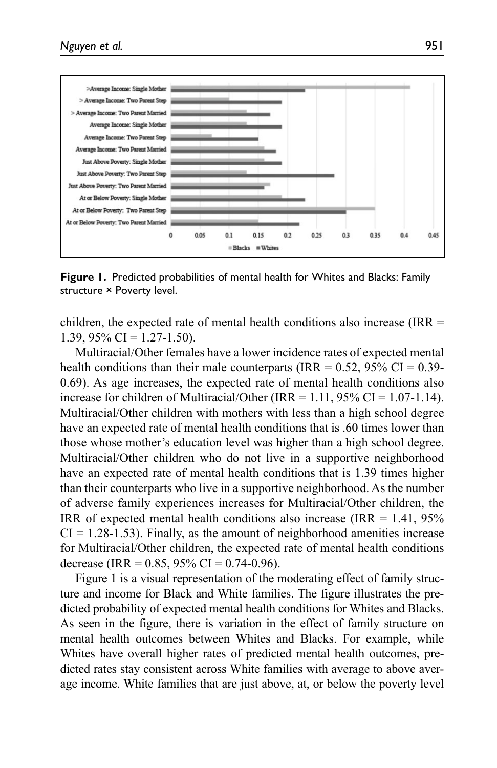**Figure 1.** Predicted probabilities of mental health for Whites and Blacks: Family structure × Poverty level.

children, the expected rate of mental health conditions also increase (IRR = 1.39, 95% CI = 1.27-1.50).

Multiracial/Other females have a lower incidence rates of expected mental health conditions than their male counterparts (IRR = 0.52, 95% CI = 0.39-0.69). As age increases, the expected rate of mental health conditions also increase for children of Multiracial/Other (IRR = 1.11, 95% CI = 1.07-1.14). Multiracial/Other children with mothers with less than a high school degree have an expected rate of mental health conditions that is .60 times lower than those whose mother's education level was higher than a high school degree. Multiracial/Other children who do not live in a supportive neighborhood have an expected rate of mental health conditions that is 1.39 times higher than their counterparts who live in a supportive neighborhood. As the number of adverse family experiences increases for Multiracial/Other children, the IRR of expected mental health conditions also increase (IRR = 1.41, 95% CI = 1.28-1.53). Finally, as the amount of neighborhood amenities increase for Multiracial/Other children, the expected rate of mental health conditions decrease (IRR = 0.85, 95% CI = 0.74-0.96).

Figure 1 is a visual representation of the moderating effect of family structure and income for Black and White families. The figure illustrates the predicted probability of expected mental health conditions for Whites and Blacks. As seen in the figure, there is variation in the effect of family structure on mental health outcomes between Whites and Blacks. For example, while Whites have overall higher rates of predicted mental health outcomes, predicted rates stay consistent across White families with average to above average income. White families that are just above, at, or below the poverty level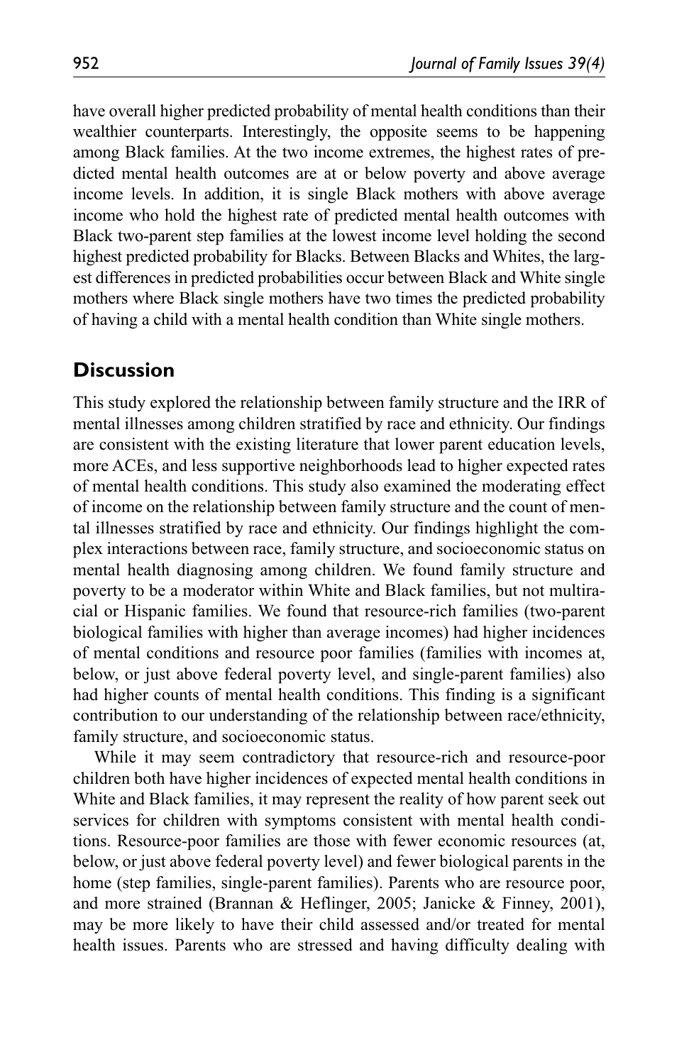have overall higher predicted probability of mental health conditions than their wealthier counterparts. Interestingly, the opposite seems to be happening among Black families. At the two income extremes, the highest rates of predicted mental health outcomes are at or below poverty and above average income levels. In addition, it is single Black mothers with above average income who hold the highest rate of predicted mental health outcomes with Black two-parent step families at the lowest income level holding the second highest predicted probability for Blacks. Between Blacks and Whites, the largest differences in predicted probabilities occur between Black and White single mothers where Black single mothers have two times the predicted probability of having a child with a mental health condition than White single mothers.

## Discussion

This study explored the relationship between family structure and the IRR of mental illnesses among children stratified by race and ethnicity. Our findings are consistent with the existing literature that lower parent education levels, more ACEs, and less supportive neighborhoods lead to higher expected rates of mental health conditions. This study also examined the moderating effect of income on the relationship between family structure and the count of mental illnesses stratified by race and ethnicity. Our findings highlight the complex interactions between race, family structure, and socioeconomic status on mental health diagnosing among children. We found family structure and poverty to be a moderator within White and Black families, but not multiracial or Hispanic families. We found that resource-rich families (two-parent biological families with higher than average incomes) had higher incidences of mental conditions and resource poor families (families with incomes at, below, or just above federal poverty level, and single-parent families) also had higher counts of mental health conditions. This finding is a significant contribution to our understanding of the relationship between race/ethnicity, family structure, and socioeconomic status.

While it may seem contradictory that resource-rich and resource-poor children both have higher incidences of expected mental health conditions in White and Black families, it may represent the reality of how parent seek out services for children with symptoms consistent with mental health conditions. Resource-poor families are those with fewer economic resources (at, below, or just above federal poverty level) and fewer biological parents in the home (step families, single-parent families). Parents who are resource poor, and more strained (Brannan & Heflinger, 2005; Janicke & Finney, 2001), may be more likely to have their child assessed and/or treated for mental health issues. Parents who are stressed and having difficulty dealing with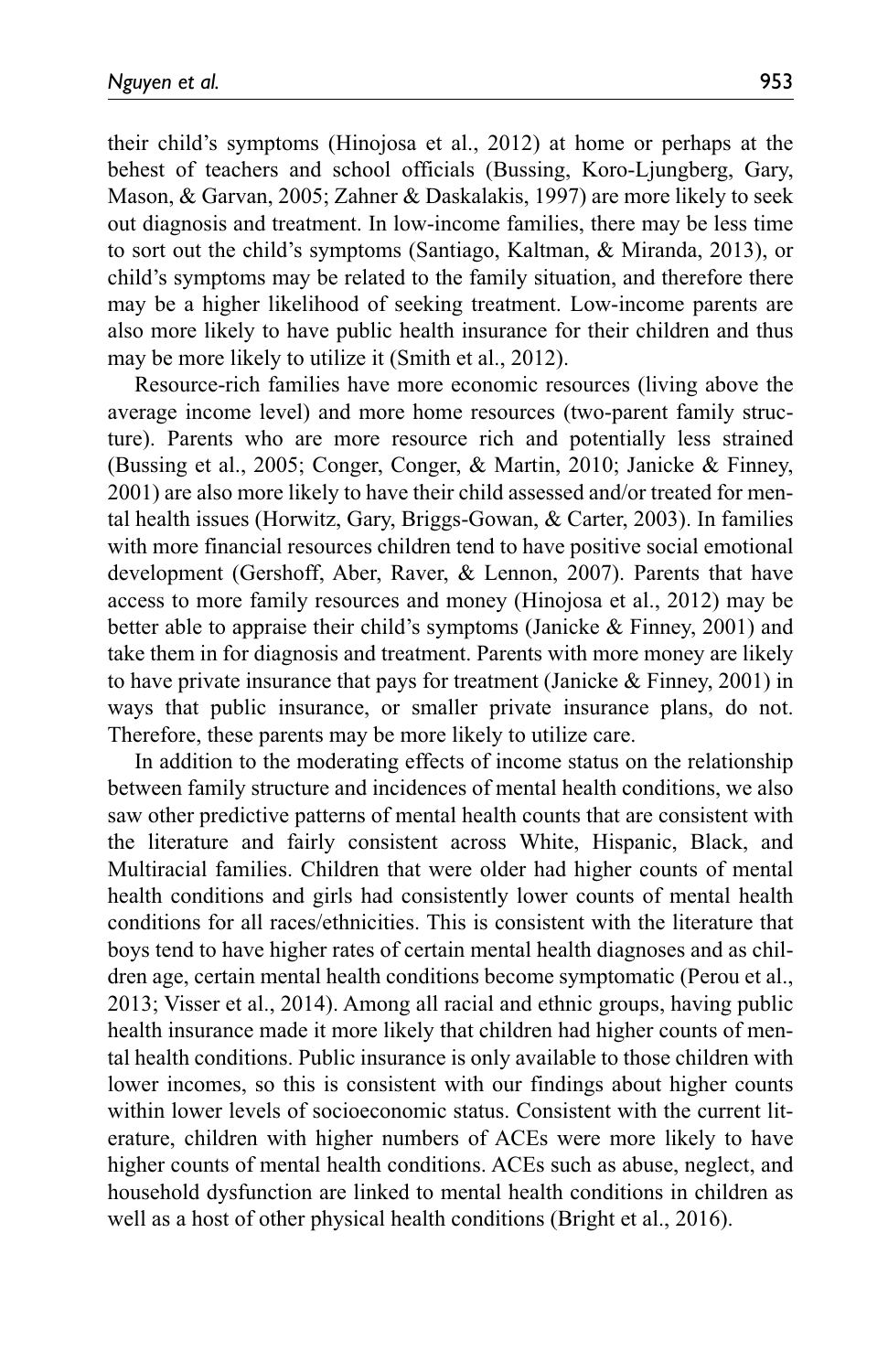their child's symptoms (Hinojosa et al., 2012) at home or perhaps at the behest of teachers and school officials (Bussing, Koro-Ljungberg, Gary, Mason, & Garvan, 2005; Zahner & Daskalakis, 1997) are more likely to seek out diagnosis and treatment. In low-income families, there may be less time to sort out the child's symptoms (Santiago, Kaltman, & Miranda, 2013), or child's symptoms may be related to the family situation, and therefore there may be a higher likelihood of seeking treatment. Low-income parents are also more likely to have public health insurance for their children and thus may be more likely to utilize it (Smith et al., 2012).

Resource-rich families have more economic resources (living above the average income level) and more home resources (two-parent family structure). Parents who are more resource rich and potentially less strained (Bussing et al., 2005; Conger, Conger, & Martin, 2010; Janicke & Finney, 2001) are also more likely to have their child assessed and/or treated for mental health issues (Horwitz, Gary, Briggs-Gowan, & Carter, 2003). In families with more financial resources children tend to have positive social emotional development (Gershoff, Aber, Raver, & Lennon, 2007). Parents that have access to more family resources and money (Hinojosa et al., 2012) may be better able to appraise their child's symptoms (Janicke & Finney, 2001) and take them in for diagnosis and treatment. Parents with more money are likely to have private insurance that pays for treatment (Janicke & Finney, 2001) in ways that public insurance, or smaller private insurance plans, do not. Therefore, these parents may be more likely to utilize care.

In addition to the moderating effects of income status on the relationship between family structure and incidences of mental health conditions, we also saw other predictive patterns of mental health counts that are consistent with the literature and fairly consistent across White, Hispanic, Black, and Multiracial families. Children that were older had higher counts of mental health conditions and girls had consistently lower counts of mental health conditions for all races/ethnicities. This is consistent with the literature that boys tend to have higher rates of certain mental health diagnoses and as children age, certain mental health conditions become symptomatic (Perou et al., 2013; Visser et al., 2014). Among all racial and ethnic groups, having public health insurance made it more likely that children had higher counts of mental health conditions. Public insurance is only available to those children with lower incomes, so this is consistent with our findings about higher counts within lower levels of socioeconomic status. Consistent with the current literature, children with higher numbers of ACEs were more likely to have higher counts of mental health conditions. ACEs such as abuse, neglect, and household dysfunction are linked to mental health conditions in children as well as a host of other physical health conditions (Bright et al., 2016).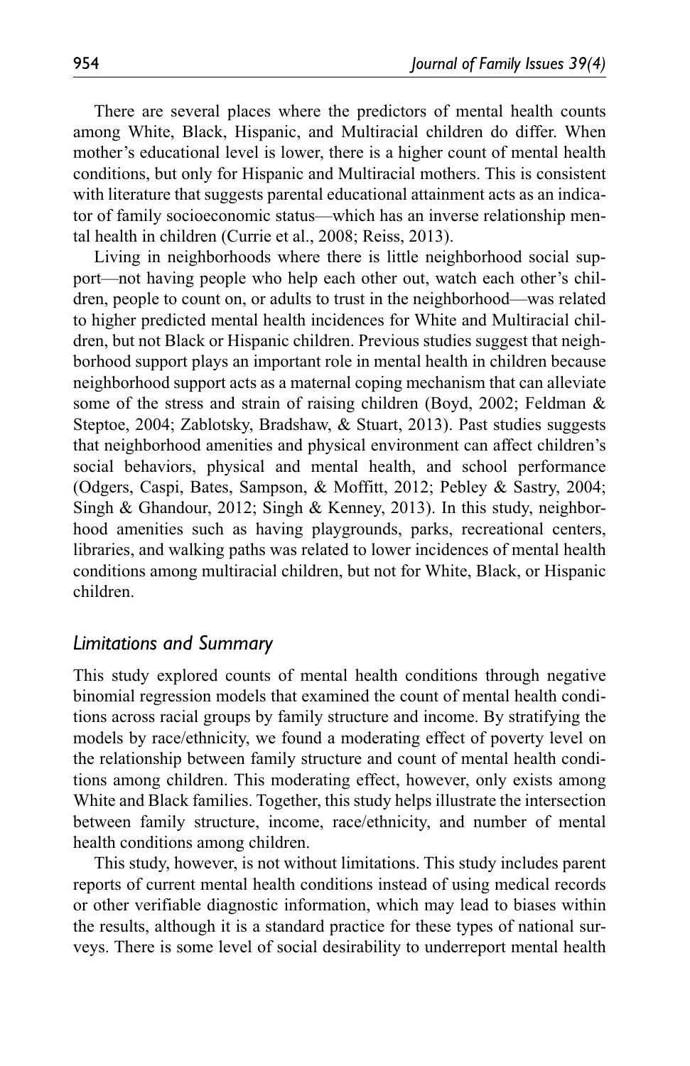There are several places where the predictors of mental health counts among White, Black, Hispanic, and Multiracial children do differ. When mother's educational level is lower, there is a higher count of mental health conditions, but only for Hispanic and Multiracial mothers. This is consistent with literature that suggests parental educational attainment acts as an indicator of family socioeconomic status—which has an inverse relationship mental health in children (Currie et al., 2008; Reiss, 2013).

Living in neighborhoods where there is little neighborhood social support—not having people who help each other out, watch each other's children, people to count on, or adults to trust in the neighborhood—was related to higher predicted mental health incidences for White and Multiracial children, but not Black or Hispanic children. Previous studies suggest that neighborhood support plays an important role in mental health in children because neighborhood support acts as a maternal coping mechanism that can alleviate some of the stress and strain of raising children (Boyd, 2002; Feldman & Steptoe, 2004; Zablotsky, Bradshaw, & Stuart, 2013). Past studies suggests that neighborhood amenities and physical environment can affect children's social behaviors, physical and mental health, and school performance (Odgers, Caspi, Bates, Sampson, & Moffitt, 2012; Pebley & Sastry, 2004; Singh & Ghandour, 2012; Singh & Kenney, 2013). In this study, neighborhood amenities such as having playgrounds, parks, recreational centers, libraries, and walking paths was related to lower incidences of mental health conditions among multiracial children, but not for White, Black, or Hispanic children.

## *Limitations and Summary*

This study explored counts of mental health conditions through negative binomial regression models that examined the count of mental health conditions across racial groups by family structure and income. By stratifying the models by race/ethnicity, we found a moderating effect of poverty level on the relationship between family structure and count of mental health conditions among children. This moderating effect, however, only exists among White and Black families. Together, this study helps illustrate the intersection between family structure, income, race/ethnicity, and number of mental health conditions among children.

This study, however, is not without limitations. This study includes parent reports of current mental health conditions instead of using medical records or other verifiable diagnostic information, which may lead to biases within the results, although it is a standard practice for these types of national surveys. There is some level of social desirability to underreport mental health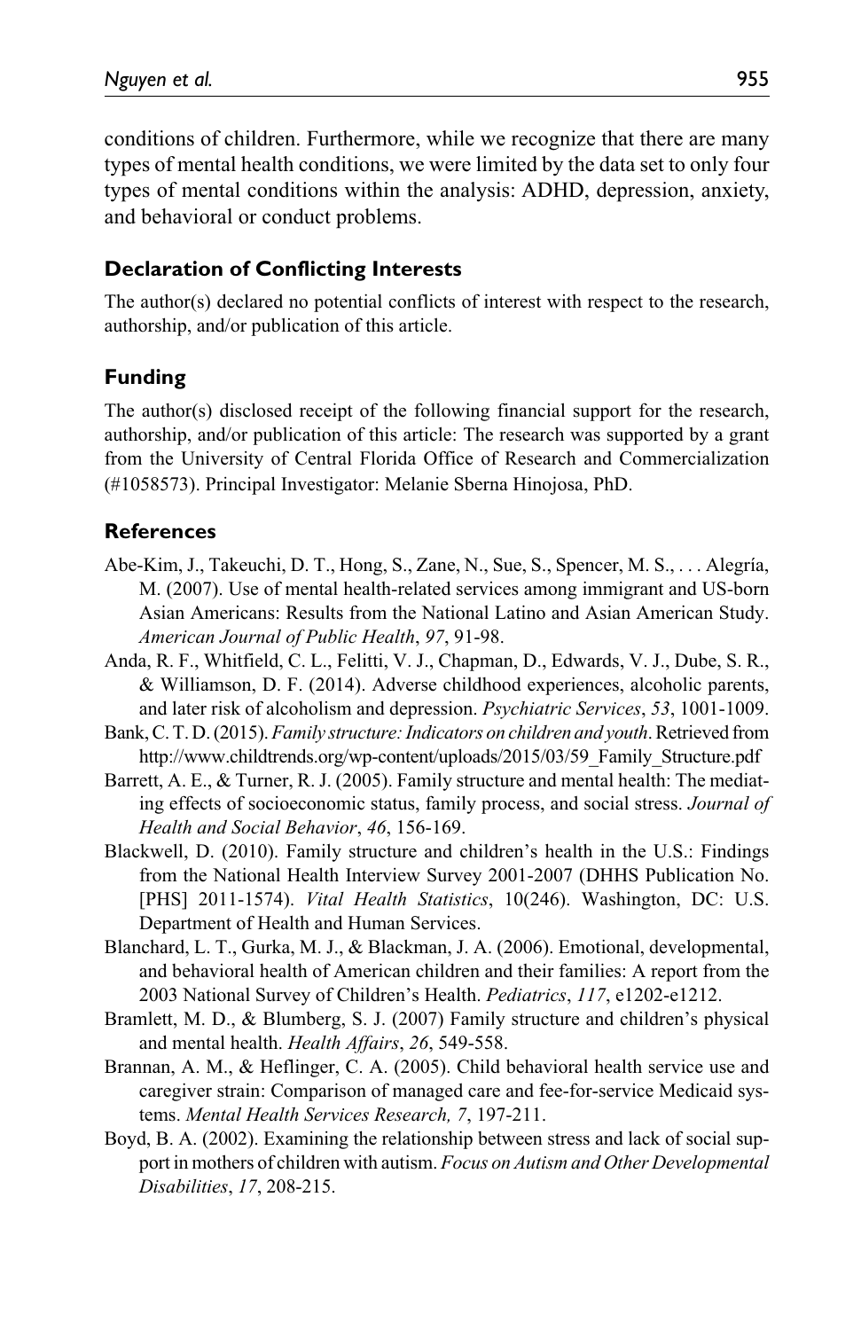conditions of children. Furthermore, while we recognize that there are many types of mental health conditions, we were limited by the data set to only four types of mental conditions within the analysis: ADHD, depression, anxiety, and behavioral or conduct problems.

## Declaration of Conflicting Interests

The author(s) declared no potential conflicts of interest with respect to the research, authorship, and/or publication of this article.

## Funding

The author(s) disclosed receipt of the following financial support for the research, authorship, and/or publication of this article: The research was supported by a grant from the University of Central Florida Office of Research and Commercialization (#1058573). Principal Investigator: Melanie Sberna Hinojosa, PhD.

## References

Abe-Kim, J., Takeuchi, D. T., Hong, S., Zane, N., Sue, S., Spencer, M. S., . . . Alegría, M. (2007). Use of mental health-related services among immigrant and US-born Asian Americans: Results from the National Latino and Asian American Study. *American Journal of Public Health*, *97*, 91-98.

Anda, R. F., Whitfield, C. L., Felitti, V. J., Chapman, D., Edwards, V. J., Dube, S. R., & Williamson, D. F. (2014). Adverse childhood experiences, alcoholic parents, and later risk of alcoholism and depression. *Psychiatric Services*, *53*, 1001-1009.

Bank, C. T. D. (2015). *Family structure: Indicators on children and youth*. Retrieved from http://www.childtrends.org/wp-content/uploads/2015/03/59_Family_Structure.pdf

Barrett, A. E., & Turner, R. J. (2005). Family structure and mental health: The mediating effects of socioeconomic status, family process, and social stress. *Journal of Health and Social Behavior*, *46*, 156-169.

Blackwell, D. (2010). Family structure and children's health in the U.S.: Findings from the National Health Interview Survey 2001-2007 (DHHS Publication No. [PHS] 2011-1574). *Vital Health Statistics*, 10(246). Washington, DC: U.S. Department of Health and Human Services.

Blanchard, L. T., Gurka, M. J., & Blackman, J. A. (2006). Emotional, developmental, and behavioral health of American children and their families: A report from the 2003 National Survey of Children's Health. *Pediatrics*, *117*, e1202-e1212.

Bramlett, M. D., & Blumberg, S. J. (2007) Family structure and children's physical and mental health. *Health Affairs*, *26*, 549-558.

Brannan, A. M., & Heflinger, C. A. (2005). Child behavioral health service use and caregiver strain: Comparison of managed care and fee-for-service Medicaid systems. *Mental Health Services Research, 7*, 197-211.

Boyd, B. A. (2002). Examining the relationship between stress and lack of social support in mothers of children with autism. *Focus on Autism and Other Developmental Disabilities*, *17*, 208-215.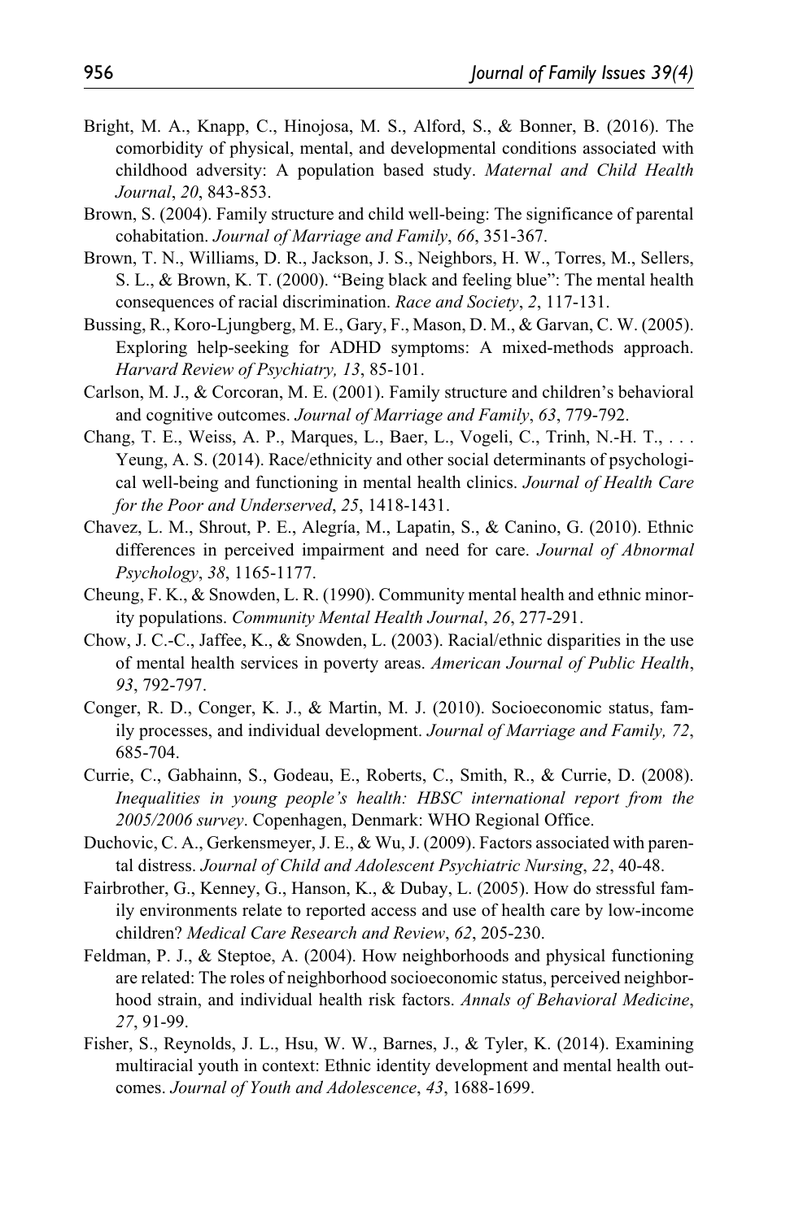Bright, M. A., Knapp, C., Hinojosa, M. S., Alford, S., & Bonner, B. (2016). The comorbidity of physical, mental, and developmental conditions associated with childhood adversity: A population based study. *Maternal and Child Health Journal*, *20*, 843-853.

Brown, S. (2004). Family structure and child well-being: The significance of parental cohabitation. *Journal of Marriage and Family*, *66*, 351-367.

Brown, T. N., Williams, D. R., Jackson, J. S., Neighbors, H. W., Torres, M., Sellers, S. L., & Brown, K. T. (2000). "Being black and feeling blue": The mental health consequences of racial discrimination. *Race and Society*, *2*, 117-131.

Bussing, R., Koro-Ljungberg, M. E., Gary, F., Mason, D. M., & Garvan, C. W. (2005). Exploring help-seeking for ADHD symptoms: A mixed-methods approach. *Harvard Review of Psychiatry, 13*, 85-101.

Carlson, M. J., & Corcoran, M. E. (2001). Family structure and children's behavioral and cognitive outcomes. *Journal of Marriage and Family*, *63*, 779-792.

Chang, T. E., Weiss, A. P., Marques, L., Baer, L., Vogeli, C., Trinh, N.-H. T., . . . Yeung, A. S. (2014). Race/ethnicity and other social determinants of psychological well-being and functioning in mental health clinics. *Journal of Health Care for the Poor and Underserved*, *25*, 1418-1431.

Chavez, L. M., Shrout, P. E., Alegría, M., Lapatin, S., & Canino, G. (2010). Ethnic differences in perceived impairment and need for care. *Journal of Abnormal Psychology*, *38*, 1165-1177.

Cheung, F. K., & Snowden, L. R. (1990). Community mental health and ethnic minority populations. *Community Mental Health Journal*, *26*, 277-291.

Chow, J. C.-C., Jaffee, K., & Snowden, L. (2003). Racial/ethnic disparities in the use of mental health services in poverty areas. *American Journal of Public Health*, *93*, 792-797.

Conger, R. D., Conger, K. J., & Martin, M. J. (2010). Socioeconomic status, family processes, and individual development. *Journal of Marriage and Family, 72*, 685-704.

Currie, C., Gabhainn, S., Godeau, E., Roberts, C., Smith, R., & Currie, D. (2008). *Inequalities in young people's health: HBSC international report from the 2005/2006 survey*. Copenhagen, Denmark: WHO Regional Office.

Duchovic, C. A., Gerkensmeyer, J. E., & Wu, J. (2009). Factors associated with parental distress. *Journal of Child and Adolescent Psychiatric Nursing*, *22*, 40-48.

Fairbrother, G., Kenney, G., Hanson, K., & Dubay, L. (2005). How do stressful family environments relate to reported access and use of health care by low-income children? *Medical Care Research and Review*, *62*, 205-230.

Feldman, P. J., & Steptoe, A. (2004). How neighborhoods and physical functioning are related: The roles of neighborhood socioeconomic status, perceived neighborhood strain, and individual health risk factors. *Annals of Behavioral Medicine*, *27*, 91-99.

Fisher, S., Reynolds, J. L., Hsu, W. W., Barnes, J., & Tyler, K. (2014). Examining multiracial youth in context: Ethnic identity development and mental health outcomes. *Journal of Youth and Adolescence*, *43*, 1688-1699.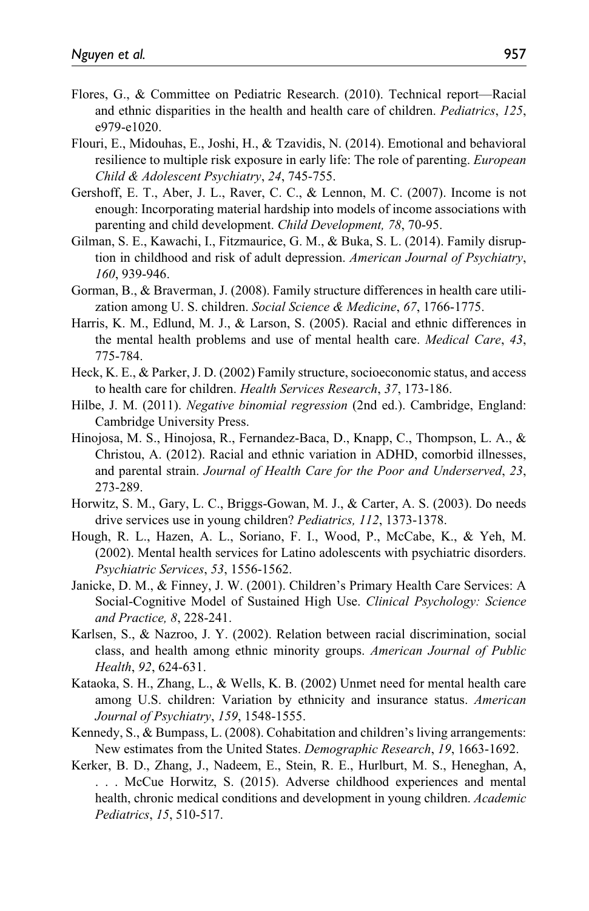Flores, G., & Committee on Pediatric Research. (2010). Technical report—Racial and ethnic disparities in the health and health care of children. *Pediatrics*, *125*, e979-e1020.

Flouri, E., Midouhas, E., Joshi, H., & Tzavidis, N. (2014). Emotional and behavioral resilience to multiple risk exposure in early life: The role of parenting. *European Child & Adolescent Psychiatry*, *24*, 745-755.

Gershoff, E. T., Aber, J. L., Raver, C. C., & Lennon, M. C. (2007). Income is not enough: Incorporating material hardship into models of income associations with parenting and child development. *Child Development, 78*, 70-95.

Gilman, S. E., Kawachi, I., Fitzmaurice, G. M., & Buka, S. L. (2014). Family disruption in childhood and risk of adult depression. *American Journal of Psychiatry*, *160*, 939-946.

Gorman, B., & Braverman, J. (2008). Family structure differences in health care utilization among U. S. children. *Social Science & Medicine*, *67*, 1766-1775.

Harris, K. M., Edlund, M. J., & Larson, S. (2005). Racial and ethnic differences in the mental health problems and use of mental health care. *Medical Care*, *43*, 775-784.

Heck, K. E., & Parker, J. D. (2002) Family structure, socioeconomic status, and access to health care for children. *Health Services Research*, *37*, 173-186.

Hilbe, J. M. (2011). *Negative binomial regression* (2nd ed.). Cambridge, England: Cambridge University Press.

Hinojosa, M. S., Hinojosa, R., Fernandez-Baca, D., Knapp, C., Thompson, L. A., & Christou, A. (2012). Racial and ethnic variation in ADHD, comorbid illnesses, and parental strain. *Journal of Health Care for the Poor and Underserved*, *23*, 273-289.

Horwitz, S. M., Gary, L. C., Briggs-Gowan, M. J., & Carter, A. S. (2003). Do needs drive services use in young children? *Pediatrics, 112*, 1373-1378.

Hough, R. L., Hazen, A. L., Soriano, F. I., Wood, P., McCabe, K., & Yeh, M. (2002). Mental health services for Latino adolescents with psychiatric disorders. *Psychiatric Services*, *53*, 1556-1562.

Janicke, D. M., & Finney, J. W. (2001). Children's Primary Health Care Services: A Social-Cognitive Model of Sustained High Use. *Clinical Psychology: Science and Practice, 8*, 228-241.

Karlsen, S., & Nazroo, J. Y. (2002). Relation between racial discrimination, social class, and health among ethnic minority groups. *American Journal of Public Health*, *92*, 624-631.

Kataoka, S. H., Zhang, L., & Wells, K. B. (2002) Unmet need for mental health care among U.S. children: Variation by ethnicity and insurance status. *American Journal of Psychiatry*, *159*, 1548-1555.

Kennedy, S., & Bumpass, L. (2008). Cohabitation and children's living arrangements: New estimates from the United States. *Demographic Research*, *19*, 1663-1692.

Kerker, B. D., Zhang, J., Nadeem, E., Stein, R. E., Hurlburt, M. S., Heneghan, A, . . . McCue Horwitz, S. (2015). Adverse childhood experiences and mental health, chronic medical conditions and development in young children. *Academic Pediatrics*, *15*, 510-517.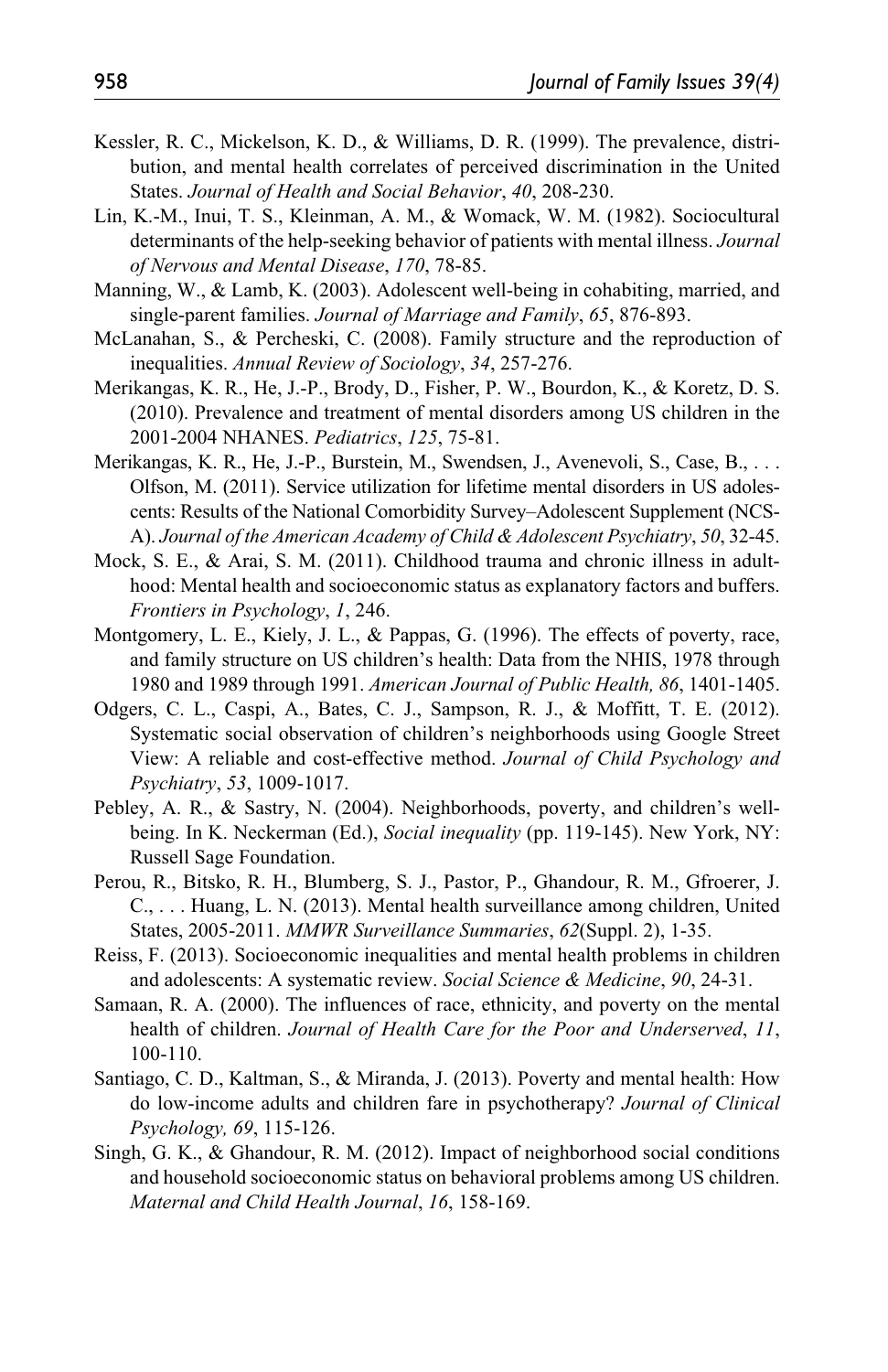Kessler, R. C., Mickelson, K. D., & Williams, D. R. (1999). The prevalence, distribution, and mental health correlates of perceived discrimination in the United States. *Journal of Health and Social Behavior*, *40*, 208-230.

Lin, K.-M., Inui, T. S., Kleinman, A. M., & Womack, W. M. (1982). Sociocultural determinants of the help-seeking behavior of patients with mental illness. *Journal of Nervous and Mental Disease*, *170*, 78-85.

Manning, W., & Lamb, K. (2003). Adolescent well-being in cohabiting, married, and single-parent families. *Journal of Marriage and Family*, *65*, 876-893.

McLanahan, S., & Percheski, C. (2008). Family structure and the reproduction of inequalities. *Annual Review of Sociology*, *34*, 257-276.

Merikangas, K. R., He, J.-P., Brody, D., Fisher, P. W., Bourdon, K., & Koretz, D. S. (2010). Prevalence and treatment of mental disorders among US children in the 2001-2004 NHANES. *Pediatrics*, *125*, 75-81.

Merikangas, K. R., He, J.-P., Burstein, M., Swendsen, J., Avenevoli, S., Case, B., . . . Olfson, M. (2011). Service utilization for lifetime mental disorders in US adolescents: Results of the National Comorbidity Survey–Adolescent Supplement (NCS-A). *Journal of the American Academy of Child & Adolescent Psychiatry*, *50*, 32-45.

Mock, S. E., & Arai, S. M. (2011). Childhood trauma and chronic illness in adulthood: Mental health and socioeconomic status as explanatory factors and buffers. *Frontiers in Psychology*, *1*, 246.

Montgomery, L. E., Kiely, J. L., & Pappas, G. (1996). The effects of poverty, race, and family structure on US children's health: Data from the NHIS, 1978 through 1980 and 1989 through 1991. *American Journal of Public Health, 86*, 1401-1405.

Odgers, C. L., Caspi, A., Bates, C. J., Sampson, R. J., & Moffitt, T. E. (2012). Systematic social observation of children's neighborhoods using Google Street View: A reliable and cost-effective method. *Journal of Child Psychology and Psychiatry*, *53*, 1009-1017.

Pebley, A. R., & Sastry, N. (2004). Neighborhoods, poverty, and children's well-being. In K. Neckerman (Ed.), *Social inequality* (pp. 119-145). New York, NY: Russell Sage Foundation.

Perou, R., Bitsko, R. H., Blumberg, S. J., Pastor, P., Ghandour, R. M., Gfroerer, J. C., . . . Huang, L. N. (2013). Mental health surveillance among children, United States, 2005-2011. *MMWR Surveillance Summaries*, *62*(Suppl. 2), 1-35.

Reiss, F. (2013). Socioeconomic inequalities and mental health problems in children and adolescents: A systematic review. *Social Science & Medicine*, *90*, 24-31.

Samaan, R. A. (2000). The influences of race, ethnicity, and poverty on the mental health of children. *Journal of Health Care for the Poor and Underserved*, *11*, 100-110.

Santiago, C. D., Kaltman, S., & Miranda, J. (2013). Poverty and mental health: How do low-income adults and children fare in psychotherapy? *Journal of Clinical Psychology, 69*, 115-126.

Singh, G. K., & Ghandour, R. M. (2012). Impact of neighborhood social conditions and household socioeconomic status on behavioral problems among US children. *Maternal and Child Health Journal*, *16*, 158-169.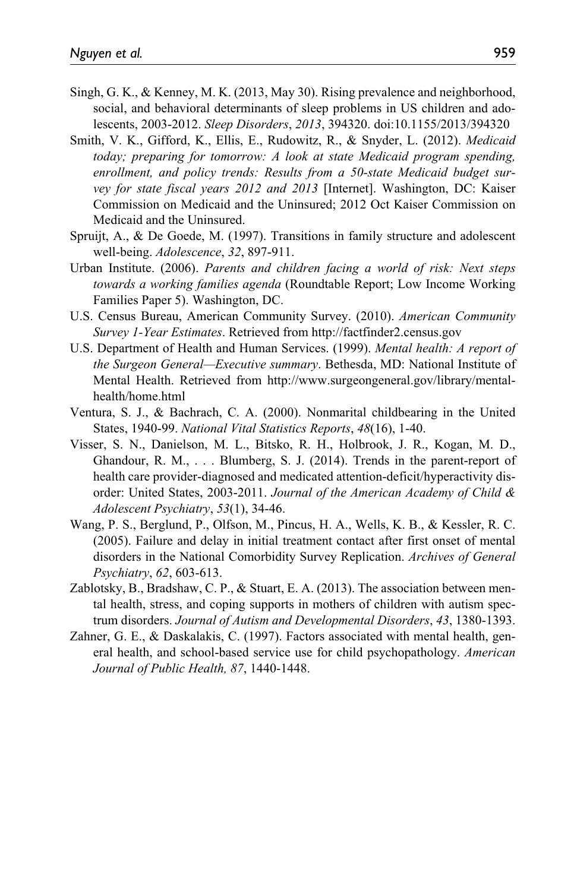Singh, G. K., & Kenney, M. K. (2013, May 30). Rising prevalence and neighborhood, social, and behavioral determinants of sleep problems in US children and adolescents, 2003-2012. *Sleep Disorders*, *2013*, 394320. doi:10.1155/2013/394320

Smith, V. K., Gifford, K., Ellis, E., Rudowitz, R., & Snyder, L. (2012). *Medicaid today; preparing for tomorrow: A look at state Medicaid program spending, enrollment, and policy trends: Results from a 50-state Medicaid budget survey for state fiscal years 2012 and 2013* [Internet]. Washington, DC: Kaiser Commission on Medicaid and the Uninsured; 2012 Oct Kaiser Commission on Medicaid and the Uninsured.

Spruijt, A., & De Goede, M. (1997). Transitions in family structure and adolescent well-being. *Adolescence*, *32*, 897-911.

Urban Institute. (2006). *Parents and children facing a world of risk: Next steps towards a working families agenda* (Roundtable Report; Low Income Working Families Paper 5). Washington, DC.

U.S. Census Bureau, American Community Survey. (2010). *American Community Survey 1-Year Estimates*. Retrieved from http://factfinder2.census.gov

U.S. Department of Health and Human Services. (1999). *Mental health: A report of the Surgeon General—Executive summary*. Bethesda, MD: National Institute of Mental Health. Retrieved from http://www.surgeongeneral.gov/library/mentalhealth/home.html

Ventura, S. J., & Bachrach, C. A. (2000). Nonmarital childbearing in the United States, 1940-99. *National Vital Statistics Reports*, *48*(16), 1-40.

Visser, S. N., Danielson, M. L., Bitsko, R. H., Holbrook, J. R., Kogan, M. D., Ghandour, R. M., . . . Blumberg, S. J. (2014). Trends in the parent-report of health care provider-diagnosed and medicated attention-deficit/hyperactivity disorder: United States, 2003-2011. *Journal of the American Academy of Child & Adolescent Psychiatry*, *53*(1), 34-46.

Wang, P. S., Berglund, P., Olfson, M., Pincus, H. A., Wells, K. B., & Kessler, R. C. (2005). Failure and delay in initial treatment contact after first onset of mental disorders in the National Comorbidity Survey Replication. *Archives of General Psychiatry*, *62*, 603-613.

Zablotsky, B., Bradshaw, C. P., & Stuart, E. A. (2013). The association between mental health, stress, and coping supports in mothers of children with autism spectrum disorders. *Journal of Autism and Developmental Disorders*, *43*, 1380-1393.

Zahner, G. E., & Daskalakis, C. (1997). Factors associated with mental health, general health, and school-based service use for child psychopathology. *American Journal of Public Health, 87*, 1440-1448.